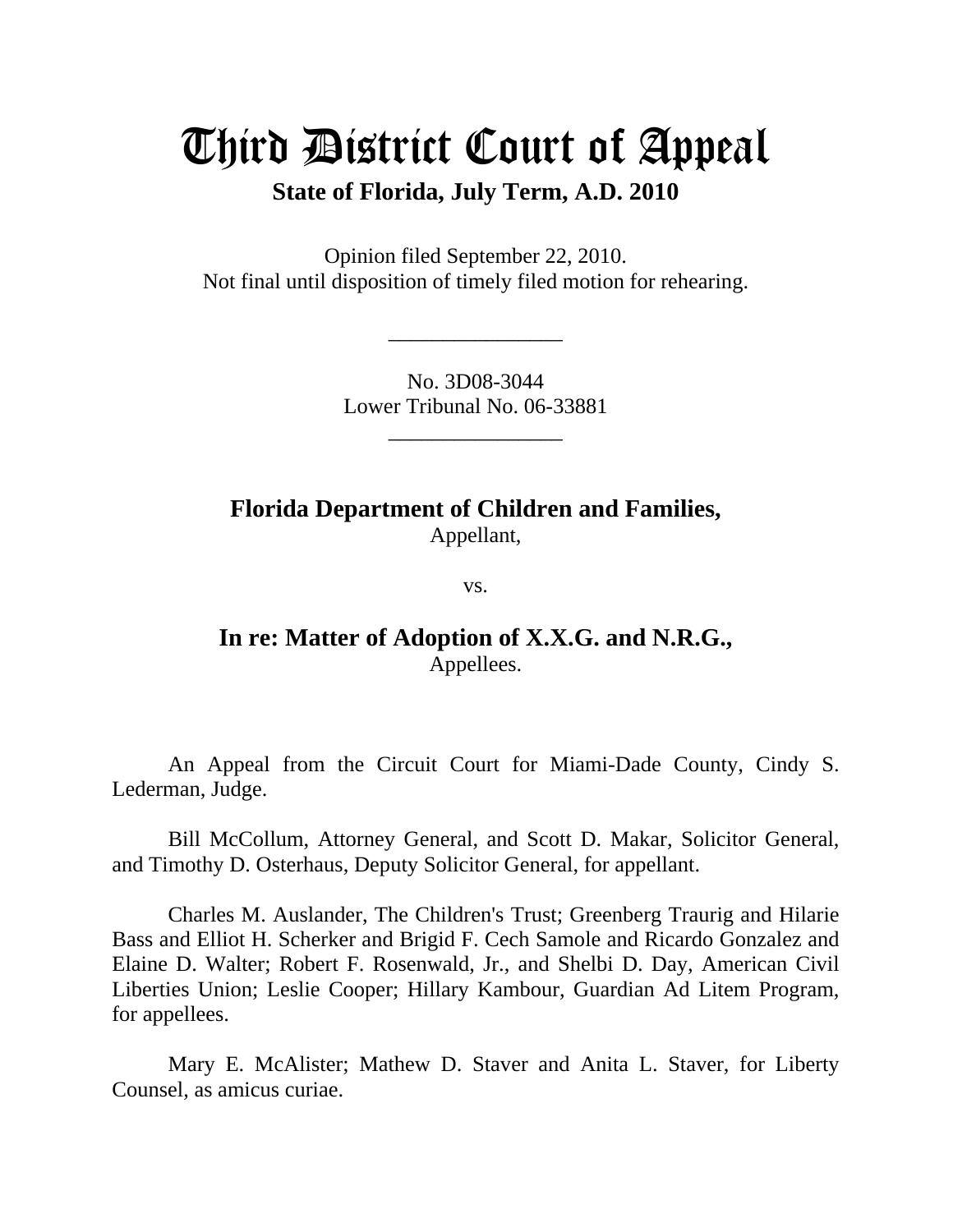# Third District Court of Appeal

**State of Florida, July Term, A.D. 2010**

Opinion filed September 22, 2010.
Not final until disposition of timely filed motion for rehearing.

________________

No. 3D08-3044
Lower Tribunal No. 06-33881

________________

**Florida Department of Children and Families,**
Appellant,

vs.

**In re: Matter of Adoption of X.X.G. and N.R.G.,**
Appellees.

An Appeal from the Circuit Court for Miami-Dade County, Cindy S. Lederman, Judge.

Bill McCollum, Attorney General, and Scott D. Makar, Solicitor General, and Timothy D. Osterhaus, Deputy Solicitor General, for appellant.

Charles M. Auslander, The Children's Trust; Greenberg Traurig and Hilarie Bass and Elliot H. Scherker and Brigid F. Cech Samole and Ricardo Gonzalez and Elaine D. Walter; Robert F. Rosenwald, Jr., and Shelbi D. Day, American Civil Liberties Union; Leslie Cooper; Hillary Kambour, Guardian Ad Litem Program, for appellees.

Mary E. McAlister; Mathew D. Staver and Anita L. Staver, for Liberty Counsel, as amicus curiae.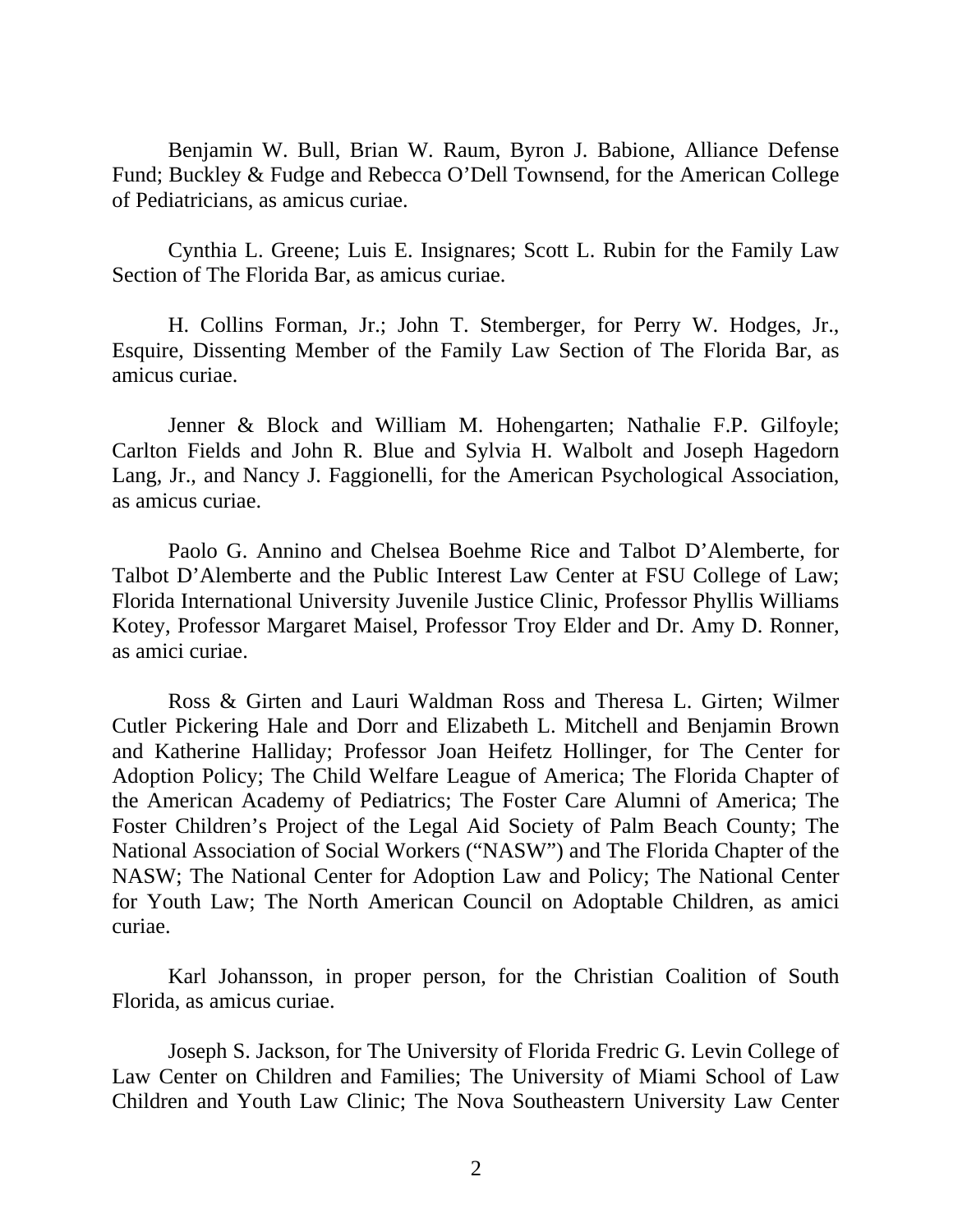Benjamin W. Bull, Brian W. Raum, Byron J. Babione, Alliance Defense Fund; Buckley & Fudge and Rebecca O'Dell Townsend, for the American College of Pediatricians, as amicus curiae.

Cynthia L. Greene; Luis E. Insignares; Scott L. Rubin for the Family Law Section of The Florida Bar, as amicus curiae.

H. Collins Forman, Jr.; John T. Stemberger, for Perry W. Hodges, Jr., Esquire, Dissenting Member of the Family Law Section of The Florida Bar, as amicus curiae.

Jenner & Block and William M. Hohengarten; Nathalie F.P. Gilfoyle; Carlton Fields and John R. Blue and Sylvia H. Walbolt and Joseph Hagedorn Lang, Jr., and Nancy J. Faggionelli, for the American Psychological Association, as amicus curiae.

Paolo G. Annino and Chelsea Boehme Rice and Talbot D'Alemberte, for Talbot D'Alemberte and the Public Interest Law Center at FSU College of Law; Florida International University Juvenile Justice Clinic, Professor Phyllis Williams Kotey, Professor Margaret Maisel, Professor Troy Elder and Dr. Amy D. Ronner, as amici curiae.

Ross & Girten and Lauri Waldman Ross and Theresa L. Girten; Wilmer Cutler Pickering Hale and Dorr and Elizabeth L. Mitchell and Benjamin Brown and Katherine Halliday; Professor Joan Heifetz Hollinger, for The Center for Adoption Policy; The Child Welfare League of America; The Florida Chapter of the American Academy of Pediatrics; The Foster Care Alumni of America; The Foster Children's Project of the Legal Aid Society of Palm Beach County; The National Association of Social Workers ("NASW") and The Florida Chapter of the NASW; The National Center for Adoption Law and Policy; The National Center for Youth Law; The North American Council on Adoptable Children, as amici curiae.

Karl Johansson, in proper person, for the Christian Coalition of South Florida, as amicus curiae.

Joseph S. Jackson, for The University of Florida Fredric G. Levin College of Law Center on Children and Families; The University of Miami School of Law Children and Youth Law Clinic; The Nova Southeastern University Law Center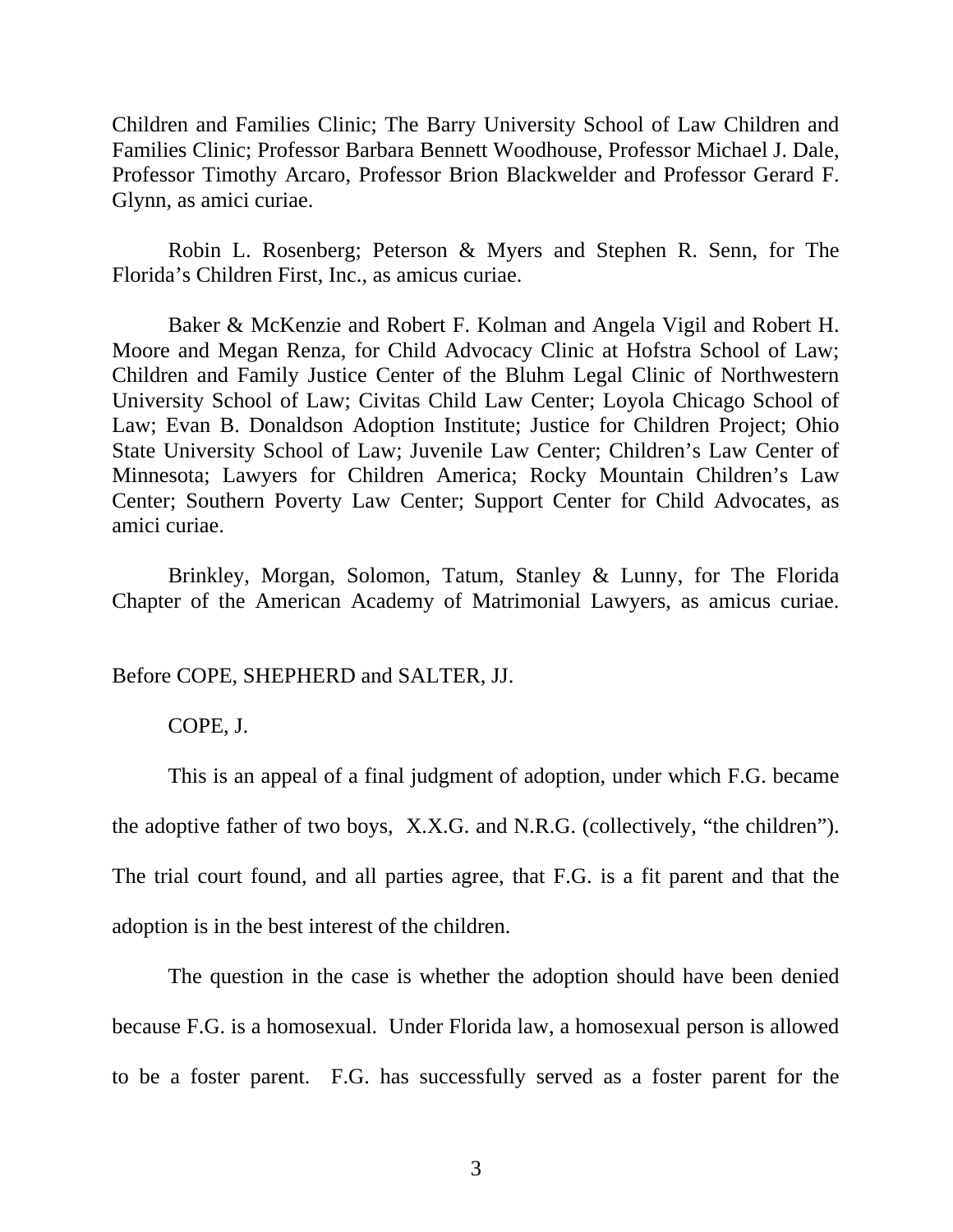Children and Families Clinic; The Barry University School of Law Children and Families Clinic; Professor Barbara Bennett Woodhouse, Professor Michael J. Dale, Professor Timothy Arcaro, Professor Brion Blackwelder and Professor Gerard F. Glynn, as amici curiae.

Robin L. Rosenberg; Peterson & Myers and Stephen R. Senn, for The Florida's Children First, Inc., as amicus curiae.

Baker & McKenzie and Robert F. Kolman and Angela Vigil and Robert H. Moore and Megan Renza, for Child Advocacy Clinic at Hofstra School of Law; Children and Family Justice Center of the Bluhm Legal Clinic of Northwestern University School of Law; Civitas Child Law Center; Loyola Chicago School of Law; Evan B. Donaldson Adoption Institute; Justice for Children Project; Ohio State University School of Law; Juvenile Law Center; Children's Law Center of Minnesota; Lawyers for Children America; Rocky Mountain Children's Law Center; Southern Poverty Law Center; Support Center for Child Advocates, as amici curiae.

Brinkley, Morgan, Solomon, Tatum, Stanley & Lunny, for The Florida Chapter of the American Academy of Matrimonial Lawyers, as amicus curiae.

Before COPE, SHEPHERD and SALTER, JJ.

COPE, J.

This is an appeal of a final judgment of adoption, under which F.G. became the adoptive father of two boys, X.X.G. and N.R.G. (collectively, "the children"). The trial court found, and all parties agree, that F.G. is a fit parent and that the adoption is in the best interest of the children.

The question in the case is whether the adoption should have been denied because F.G. is a homosexual. Under Florida law, a homosexual person is allowed to be a foster parent. F.G. has successfully served as a foster parent for the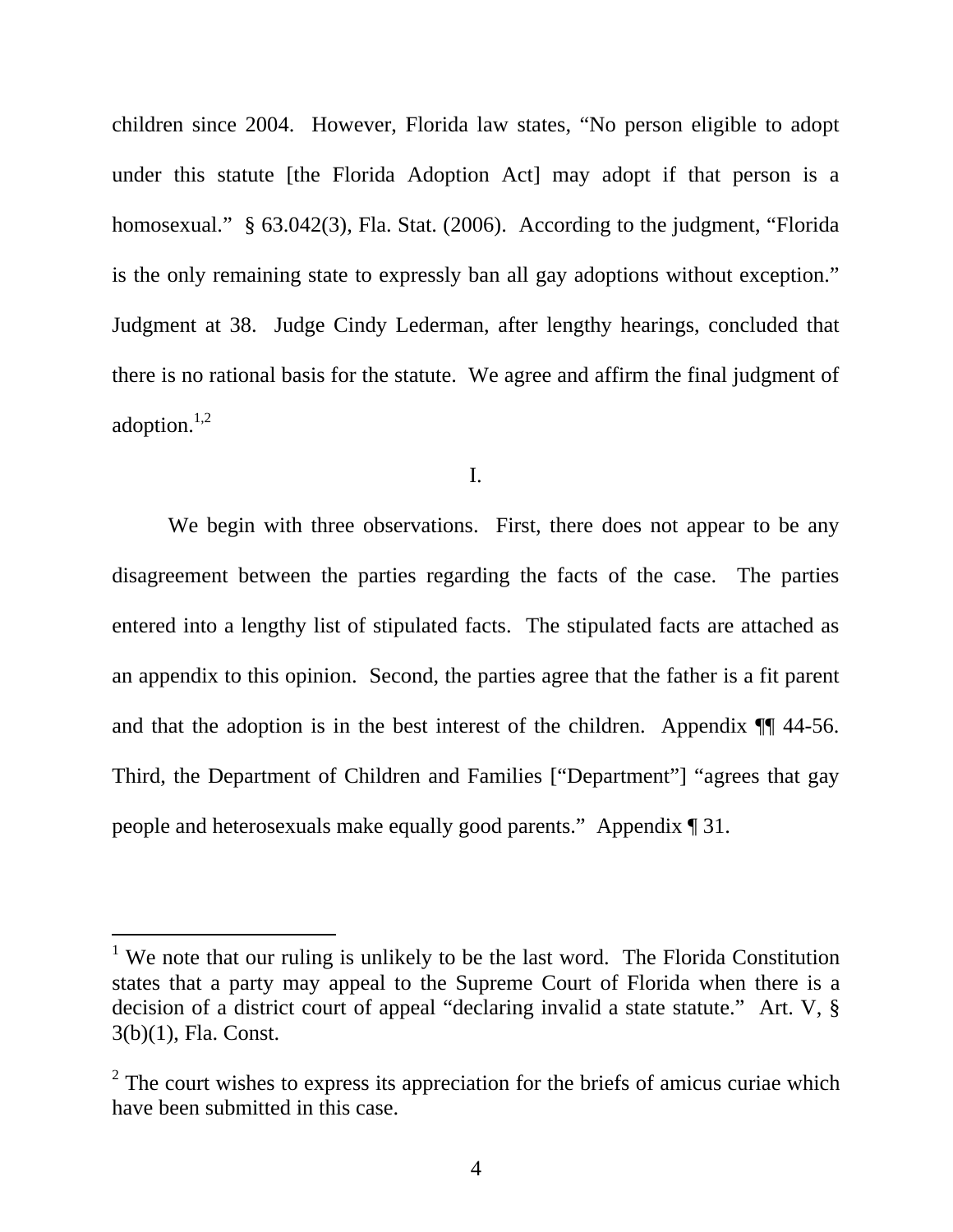children since 2004. However, Florida law states, "No person eligible to adopt under this statute [the Florida Adoption Act] may adopt if that person is a homosexual." § 63.042(3), Fla. Stat. (2006). According to the judgment, "Florida is the only remaining state to expressly ban all gay adoptions without exception." Judgment at 38. Judge Cindy Lederman, after lengthy hearings, concluded that there is no rational basis for the statute. We agree and affirm the final judgment of adoption.[1,2]

I.

We begin with three observations. First, there does not appear to be any disagreement between the parties regarding the facts of the case. The parties entered into a lengthy list of stipulated facts. The stipulated facts are attached as an appendix to this opinion. Second, the parties agree that the father is a fit parent and that the adoption is in the best interest of the children. Appendix ¶¶ 44-56. Third, the Department of Children and Families ["Department"] "agrees that gay people and heterosexuals make equally good parents." Appendix ¶ 31.

---

[1] We note that our ruling is unlikely to be the last word. The Florida Constitution states that a party may appeal to the Supreme Court of Florida when there is a decision of a district court of appeal "declaring invalid a state statute." Art. V, § 3(b)(1), Fla. Const.

[2] The court wishes to express its appreciation for the briefs of amicus curiae which have been submitted in this case.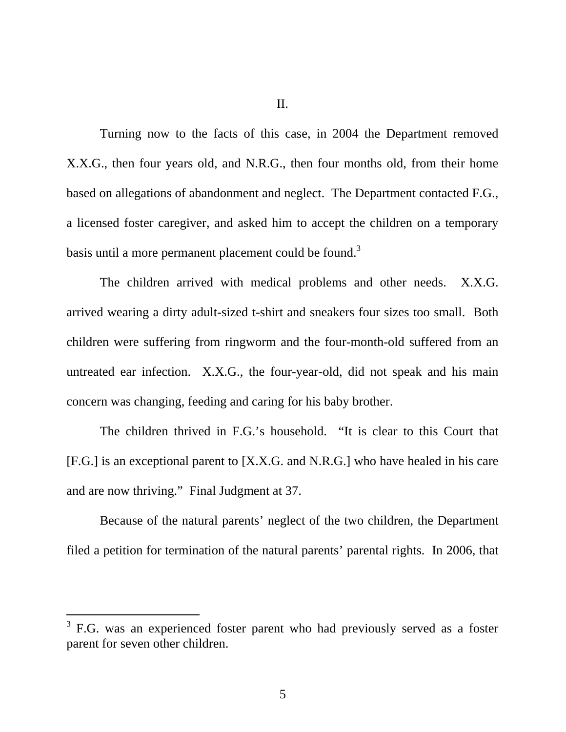## II.

Turning now to the facts of this case, in 2004 the Department removed X.X.G., then four years old, and N.R.G., then four months old, from their home based on allegations of abandonment and neglect. The Department contacted F.G., a licensed foster caregiver, and asked him to accept the children on a temporary basis until a more permanent placement could be found.[3]

The children arrived with medical problems and other needs. X.X.G. arrived wearing a dirty adult-sized t-shirt and sneakers four sizes too small. Both children were suffering from ringworm and the four-month-old suffered from an untreated ear infection. X.X.G., the four-year-old, did not speak and his main concern was changing, feeding and caring for his baby brother.

The children thrived in F.G.'s household. "It is clear to this Court that [F.G.] is an exceptional parent to [X.X.G. and N.R.G.] who have healed in his care and are now thriving." Final Judgment at 37.

Because of the natural parents' neglect of the two children, the Department filed a petition for termination of the natural parents' parental rights. In 2006, that

---

[3] F.G. was an experienced foster parent who had previously served as a foster parent for seven other children.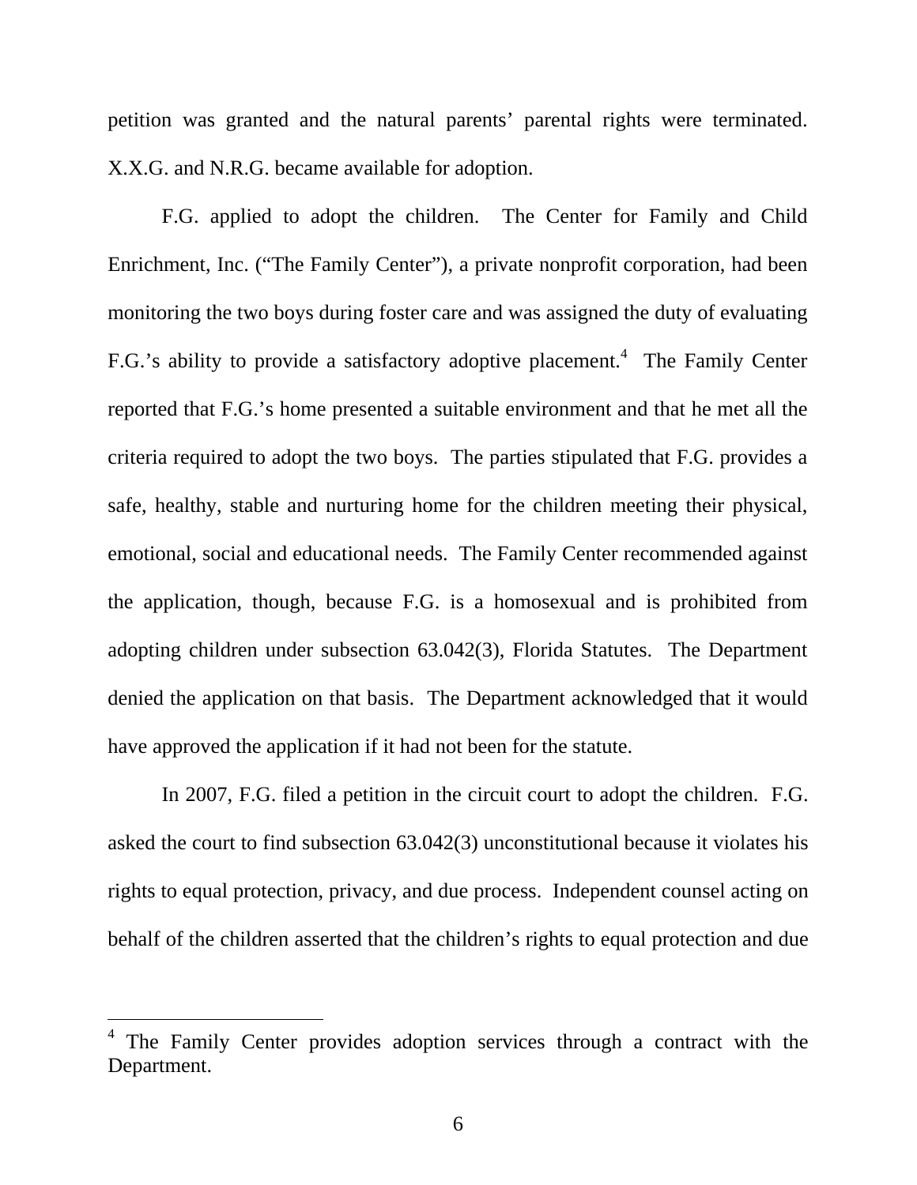petition was granted and the natural parents' parental rights were terminated. X.X.G. and N.R.G. became available for adoption.

F.G. applied to adopt the children. The Center for Family and Child Enrichment, Inc. ("The Family Center"), a private nonprofit corporation, had been monitoring the two boys during foster care and was assigned the duty of evaluating F.G.'s ability to provide a satisfactory adoptive placement.[4] The Family Center reported that F.G.'s home presented a suitable environment and that he met all the criteria required to adopt the two boys. The parties stipulated that F.G. provides a safe, healthy, stable and nurturing home for the children meeting their physical, emotional, social and educational needs. The Family Center recommended against the application, though, because F.G. is a homosexual and is prohibited from adopting children under subsection 63.042(3), Florida Statutes. The Department denied the application on that basis. The Department acknowledged that it would have approved the application if it had not been for the statute.

In 2007, F.G. filed a petition in the circuit court to adopt the children. F.G. asked the court to find subsection 63.042(3) unconstitutional because it violates his rights to equal protection, privacy, and due process. Independent counsel acting on behalf of the children asserted that the children's rights to equal protection and due

---

[4] The Family Center provides adoption services through a contract with the Department.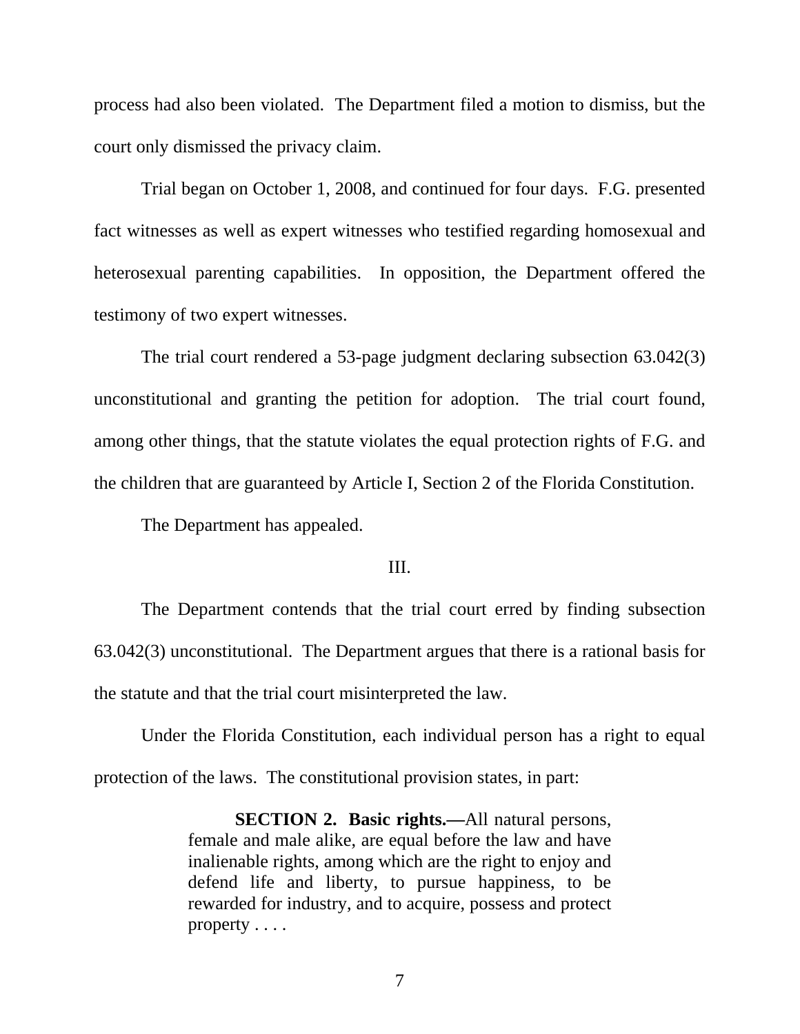process had also been violated. The Department filed a motion to dismiss, but the court only dismissed the privacy claim.

Trial began on October 1, 2008, and continued for four days. F.G. presented fact witnesses as well as expert witnesses who testified regarding homosexual and heterosexual parenting capabilities. In opposition, the Department offered the testimony of two expert witnesses.

The trial court rendered a 53-page judgment declaring subsection 63.042(3) unconstitutional and granting the petition for adoption. The trial court found, among other things, that the statute violates the equal protection rights of F.G. and the children that are guaranteed by Article I, Section 2 of the Florida Constitution.

The Department has appealed.

III.

The Department contends that the trial court erred by finding subsection 63.042(3) unconstitutional. The Department argues that there is a rational basis for the statute and that the trial court misinterpreted the law.

Under the Florida Constitution, each individual person has a right to equal protection of the laws. The constitutional provision states, in part:

> **SECTION 2. Basic rights.—**All natural persons, female and male alike, are equal before the law and have inalienable rights, among which are the right to enjoy and defend life and liberty, to pursue happiness, to be rewarded for industry, and to acquire, possess and protect property . . . .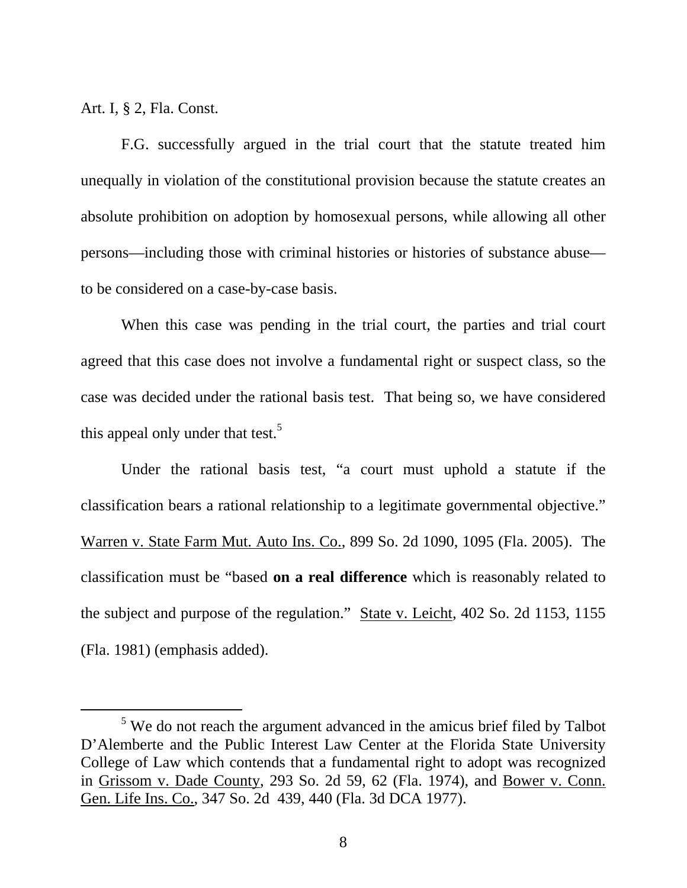Art. I, § 2, Fla. Const.

F.G. successfully argued in the trial court that the statute treated him unequally in violation of the constitutional provision because the statute creates an absolute prohibition on adoption by homosexual persons, while allowing all other persons—including those with criminal histories or histories of substance abuse—to be considered on a case-by-case basis.

When this case was pending in the trial court, the parties and trial court agreed that this case does not involve a fundamental right or suspect class, so the case was decided under the rational basis test. That being so, we have considered this appeal only under that test.[5]

Under the rational basis test, "a court must uphold a statute if the classification bears a rational relationship to a legitimate governmental objective." Warren v. State Farm Mut. Auto Ins. Co., 899 So. 2d 1090, 1095 (Fla. 2005). The classification must be "based **on a real difference** which is reasonably related to the subject and purpose of the regulation." State v. Leicht, 402 So. 2d 1153, 1155 (Fla. 1981) (emphasis added).

---

[5] We do not reach the argument advanced in the amicus brief filed by Talbot D'Alemberte and the Public Interest Law Center at the Florida State University College of Law which contends that a fundamental right to adopt was recognized in Grissom v. Dade County, 293 So. 2d 59, 62 (Fla. 1974), and Bower v. Conn. Gen. Life Ins. Co., 347 So. 2d 439, 440 (Fla. 3d DCA 1977).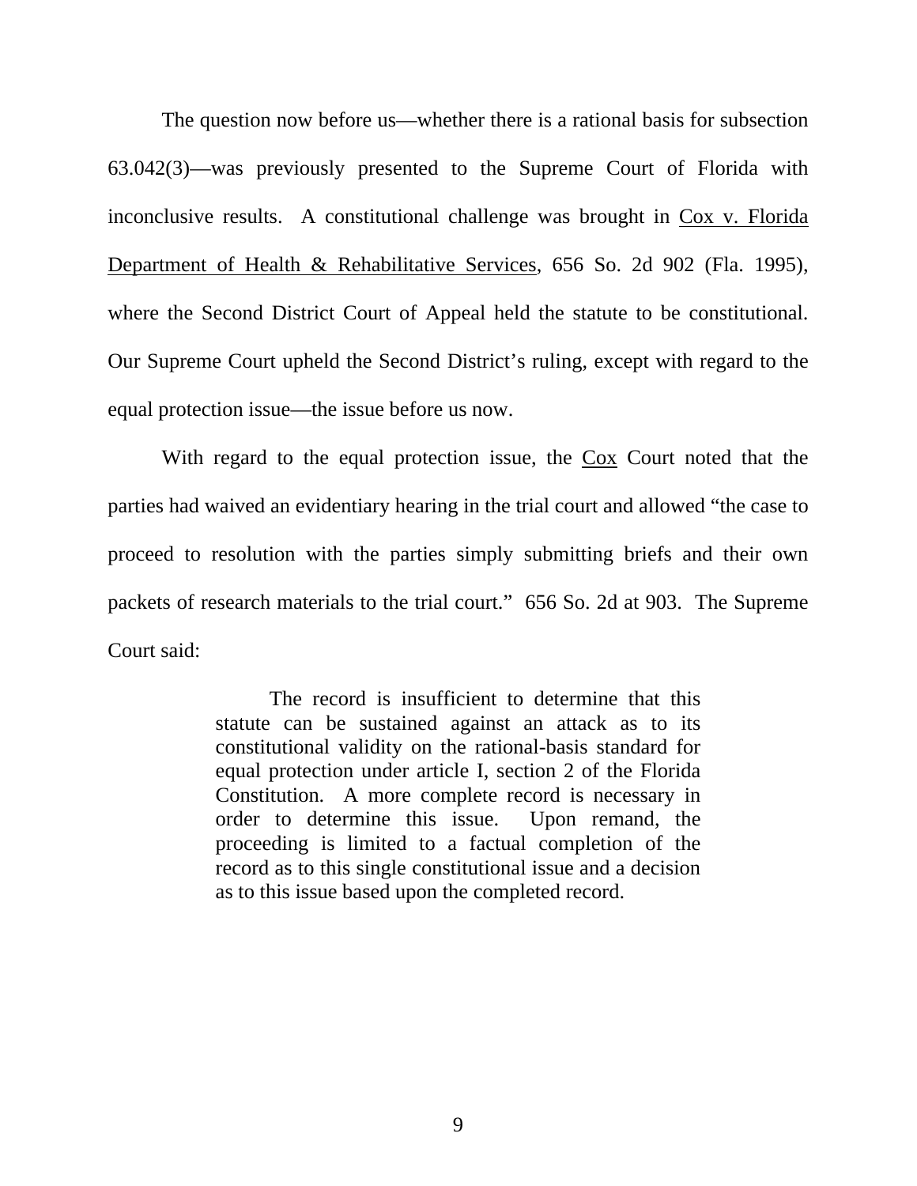The question now before us—whether there is a rational basis for subsection 63.042(3)—was previously presented to the Supreme Court of Florida with inconclusive results. A constitutional challenge was brought in Cox v. Florida Department of Health & Rehabilitative Services, 656 So. 2d 902 (Fla. 1995), where the Second District Court of Appeal held the statute to be constitutional. Our Supreme Court upheld the Second District's ruling, except with regard to the equal protection issue—the issue before us now.

With regard to the equal protection issue, the Cox Court noted that the parties had waived an evidentiary hearing in the trial court and allowed "the case to proceed to resolution with the parties simply submitting briefs and their own packets of research materials to the trial court." 656 So. 2d at 903. The Supreme Court said:

> The record is insufficient to determine that this statute can be sustained against an attack as to its constitutional validity on the rational-basis standard for equal protection under article I, section 2 of the Florida Constitution. A more complete record is necessary in order to determine this issue. Upon remand, the proceeding is limited to a factual completion of the record as to this single constitutional issue and a decision as to this issue based upon the completed record.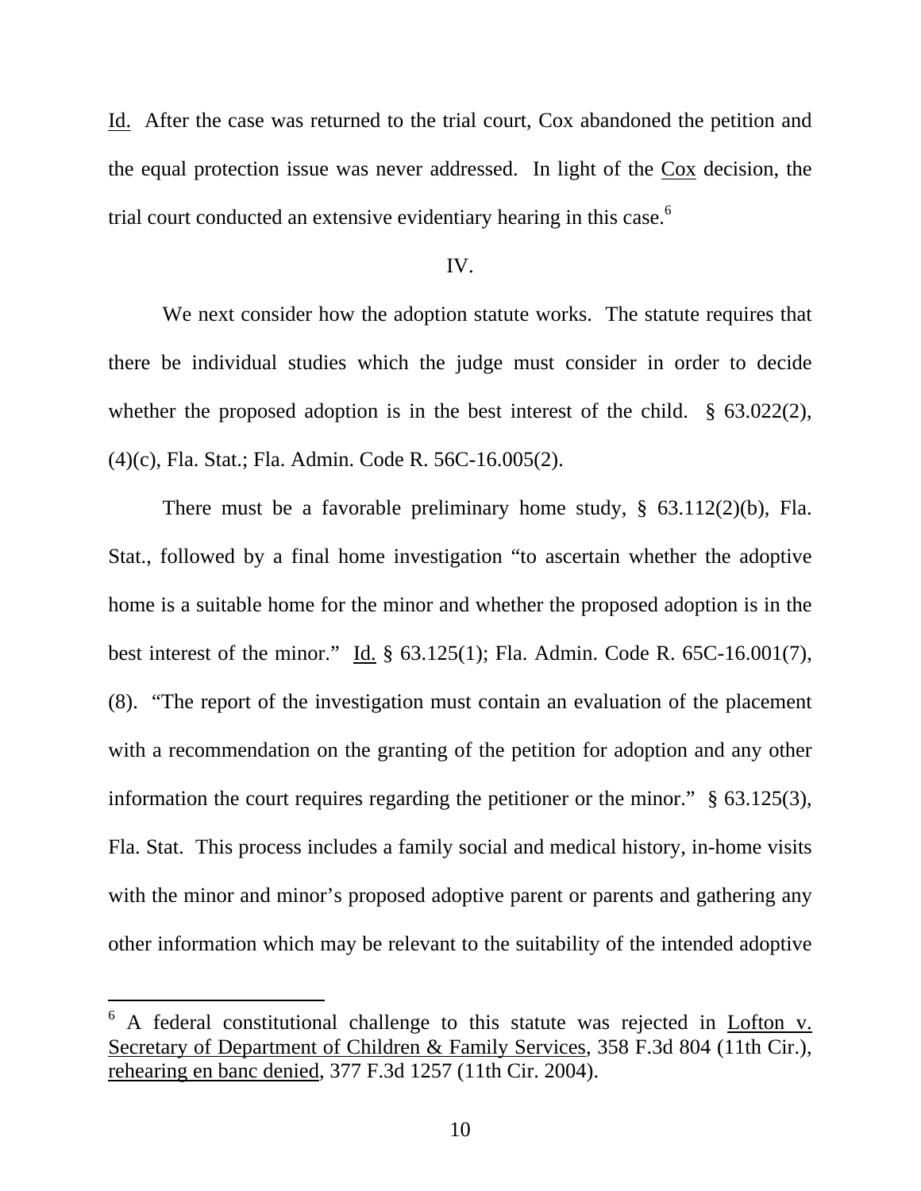Id. After the case was returned to the trial court, Cox abandoned the petition and the equal protection issue was never addressed. In light of the Cox decision, the trial court conducted an extensive evidentiary hearing in this case.[6]

IV.

We next consider how the adoption statute works. The statute requires that there be individual studies which the judge must consider in order to decide whether the proposed adoption is in the best interest of the child. § 63.022(2), (4)(c), Fla. Stat.; Fla. Admin. Code R. 56C-16.005(2).

There must be a favorable preliminary home study, § 63.112(2)(b), Fla. Stat., followed by a final home investigation "to ascertain whether the adoptive home is a suitable home for the minor and whether the proposed adoption is in the best interest of the minor." Id. § 63.125(1); Fla. Admin. Code R. 65C-16.001(7), (8). "The report of the investigation must contain an evaluation of the placement with a recommendation on the granting of the petition for adoption and any other information the court requires regarding the petitioner or the minor." § 63.125(3), Fla. Stat. This process includes a family social and medical history, in-home visits with the minor and minor's proposed adoptive parent or parents and gathering any other information which may be relevant to the suitability of the intended adoptive

---

[6] A federal constitutional challenge to this statute was rejected in Lofton v. Secretary of Department of Children & Family Services, 358 F.3d 804 (11th Cir.), rehearing en banc denied, 377 F.3d 1257 (11th Cir. 2004).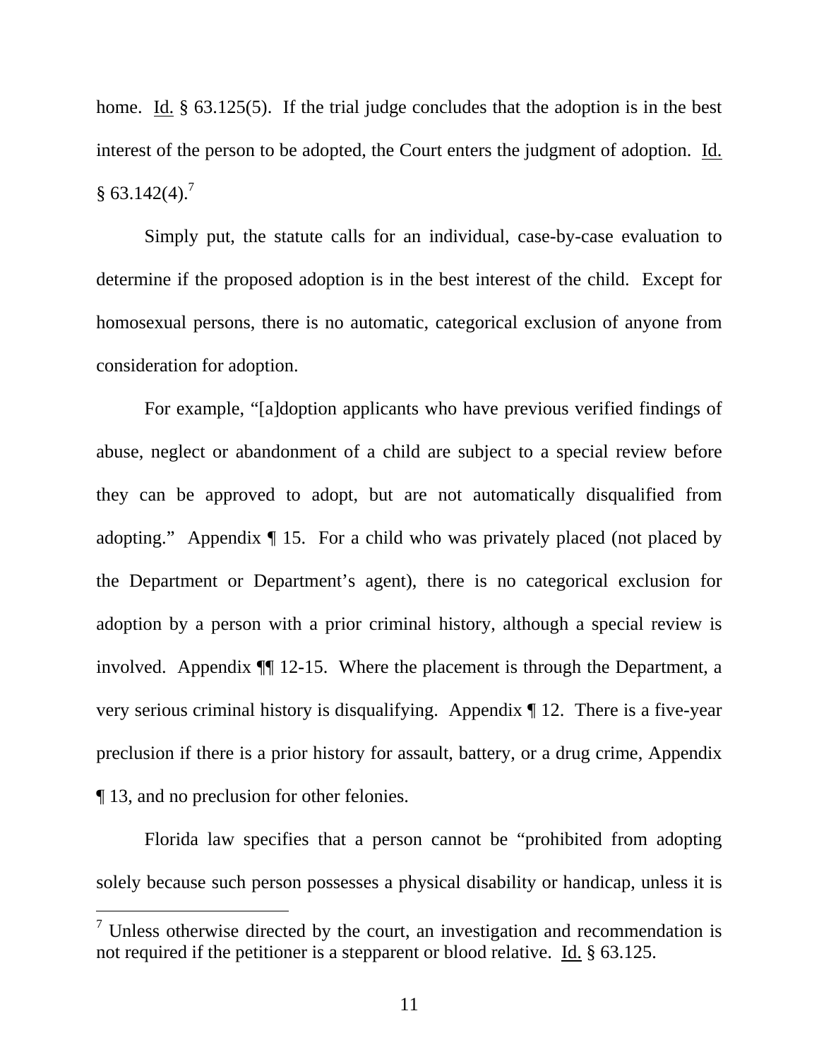home. Id. § 63.125(5). If the trial judge concludes that the adoption is in the best interest of the person to be adopted, the Court enters the judgment of adoption. Id. § 63.142(4).[7]

Simply put, the statute calls for an individual, case-by-case evaluation to determine if the proposed adoption is in the best interest of the child. Except for homosexual persons, there is no automatic, categorical exclusion of anyone from consideration for adoption.

For example, "[a]doption applicants who have previous verified findings of abuse, neglect or abandonment of a child are subject to a special review before they can be approved to adopt, but are not automatically disqualified from adopting." Appendix ¶ 15. For a child who was privately placed (not placed by the Department or Department's agent), there is no categorical exclusion for adoption by a person with a prior criminal history, although a special review is involved. Appendix ¶¶ 12-15. Where the placement is through the Department, a very serious criminal history is disqualifying. Appendix ¶ 12. There is a five-year preclusion if there is a prior history for assault, battery, or a drug crime, Appendix ¶ 13, and no preclusion for other felonies.

Florida law specifies that a person cannot be "prohibited from adopting solely because such person possesses a physical disability or handicap, unless it is

[7] Unless otherwise directed by the court, an investigation and recommendation is not required if the petitioner is a stepparent or blood relative. Id. § 63.125.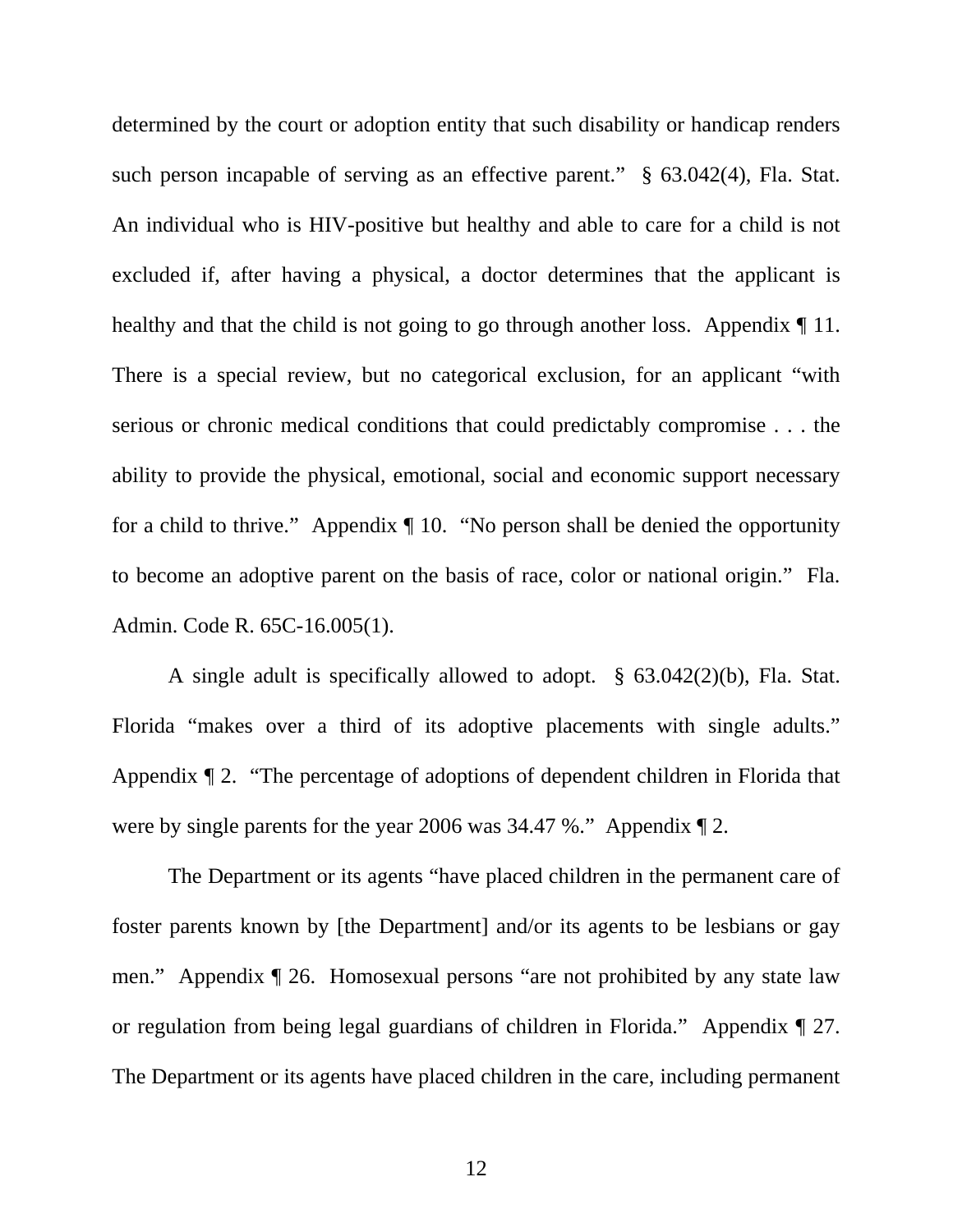determined by the court or adoption entity that such disability or handicap renders such person incapable of serving as an effective parent." § 63.042(4), Fla. Stat. An individual who is HIV-positive but healthy and able to care for a child is not excluded if, after having a physical, a doctor determines that the applicant is healthy and that the child is not going to go through another loss. Appendix ¶ 11. There is a special review, but no categorical exclusion, for an applicant "with serious or chronic medical conditions that could predictably compromise . . . the ability to provide the physical, emotional, social and economic support necessary for a child to thrive." Appendix ¶ 10. "No person shall be denied the opportunity to become an adoptive parent on the basis of race, color or national origin." Fla. Admin. Code R. 65C-16.005(1).

A single adult is specifically allowed to adopt. § 63.042(2)(b), Fla. Stat. Florida "makes over a third of its adoptive placements with single adults." Appendix ¶ 2. "The percentage of adoptions of dependent children in Florida that were by single parents for the year 2006 was 34.47 %." Appendix ¶ 2.

The Department or its agents "have placed children in the permanent care of foster parents known by [the Department] and/or its agents to be lesbians or gay men." Appendix ¶ 26. Homosexual persons "are not prohibited by any state law or regulation from being legal guardians of children in Florida." Appendix ¶ 27. The Department or its agents have placed children in the care, including permanent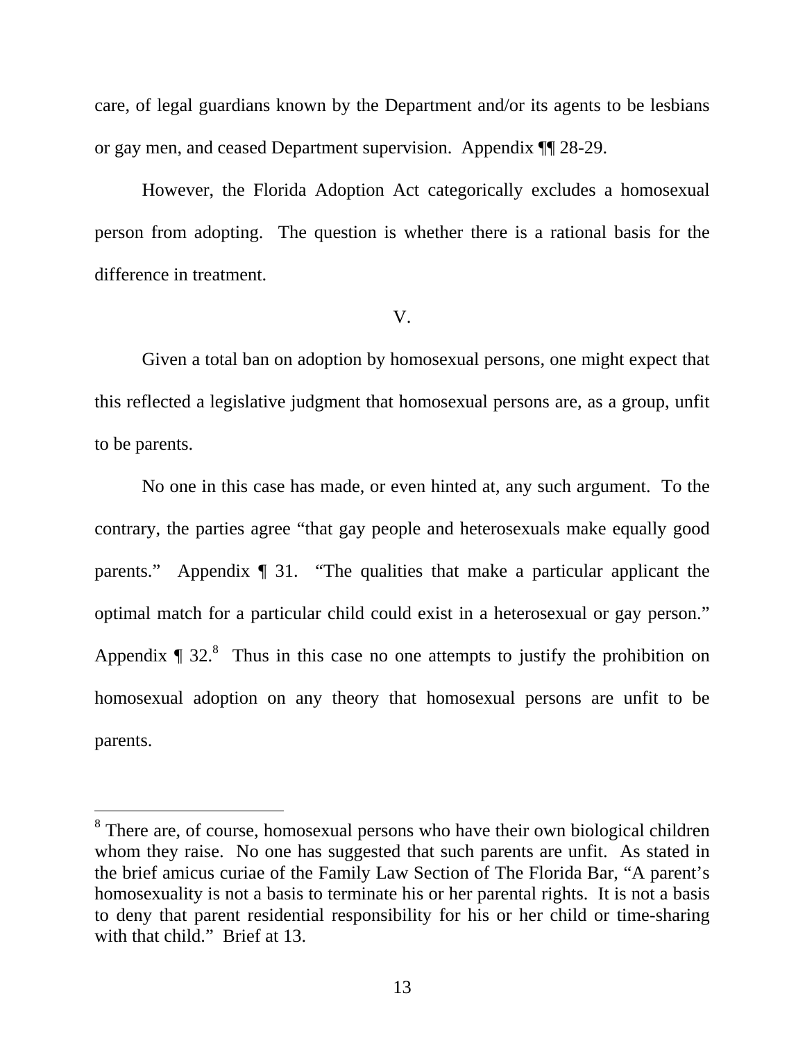care, of legal guardians known by the Department and/or its agents to be lesbians or gay men, and ceased Department supervision. Appendix ¶¶ 28-29.

However, the Florida Adoption Act categorically excludes a homosexual person from adopting. The question is whether there is a rational basis for the difference in treatment.

## V.

Given a total ban on adoption by homosexual persons, one might expect that this reflected a legislative judgment that homosexual persons are, as a group, unfit to be parents.

No one in this case has made, or even hinted at, any such argument. To the contrary, the parties agree "that gay people and heterosexuals make equally good parents." Appendix ¶ 31. "The qualities that make a particular applicant the optimal match for a particular child could exist in a heterosexual or gay person." Appendix ¶ 32.[8] Thus in this case no one attempts to justify the prohibition on homosexual adoption on any theory that homosexual persons are unfit to be parents.

---

[8] There are, of course, homosexual persons who have their own biological children whom they raise. No one has suggested that such parents are unfit. As stated in the brief amicus curiae of the Family Law Section of The Florida Bar, "A parent's homosexuality is not a basis to terminate his or her parental rights. It is not a basis to deny that parent residential responsibility for his or her child or time-sharing with that child." Brief at 13.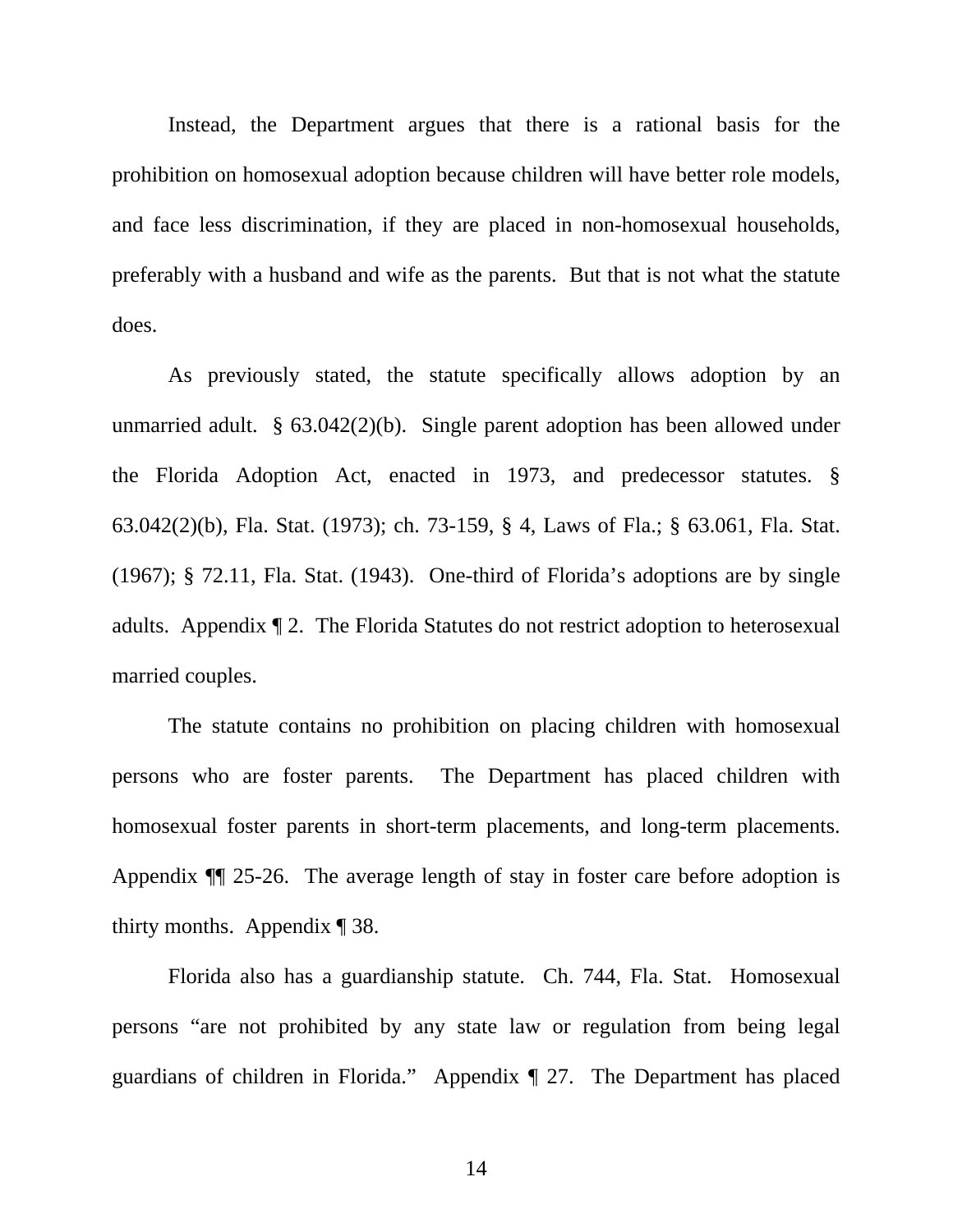Instead, the Department argues that there is a rational basis for the prohibition on homosexual adoption because children will have better role models, and face less discrimination, if they are placed in non-homosexual households, preferably with a husband and wife as the parents. But that is not what the statute does.

As previously stated, the statute specifically allows adoption by an unmarried adult. § 63.042(2)(b). Single parent adoption has been allowed under the Florida Adoption Act, enacted in 1973, and predecessor statutes. § 63.042(2)(b), Fla. Stat. (1973); ch. 73-159, § 4, Laws of Fla.; § 63.061, Fla. Stat. (1967); § 72.11, Fla. Stat. (1943). One-third of Florida's adoptions are by single adults. Appendix ¶ 2. The Florida Statutes do not restrict adoption to heterosexual married couples.

The statute contains no prohibition on placing children with homosexual persons who are foster parents. The Department has placed children with homosexual foster parents in short-term placements, and long-term placements. Appendix ¶¶ 25-26. The average length of stay in foster care before adoption is thirty months. Appendix ¶ 38.

Florida also has a guardianship statute. Ch. 744, Fla. Stat. Homosexual persons "are not prohibited by any state law or regulation from being legal guardians of children in Florida." Appendix ¶ 27. The Department has placed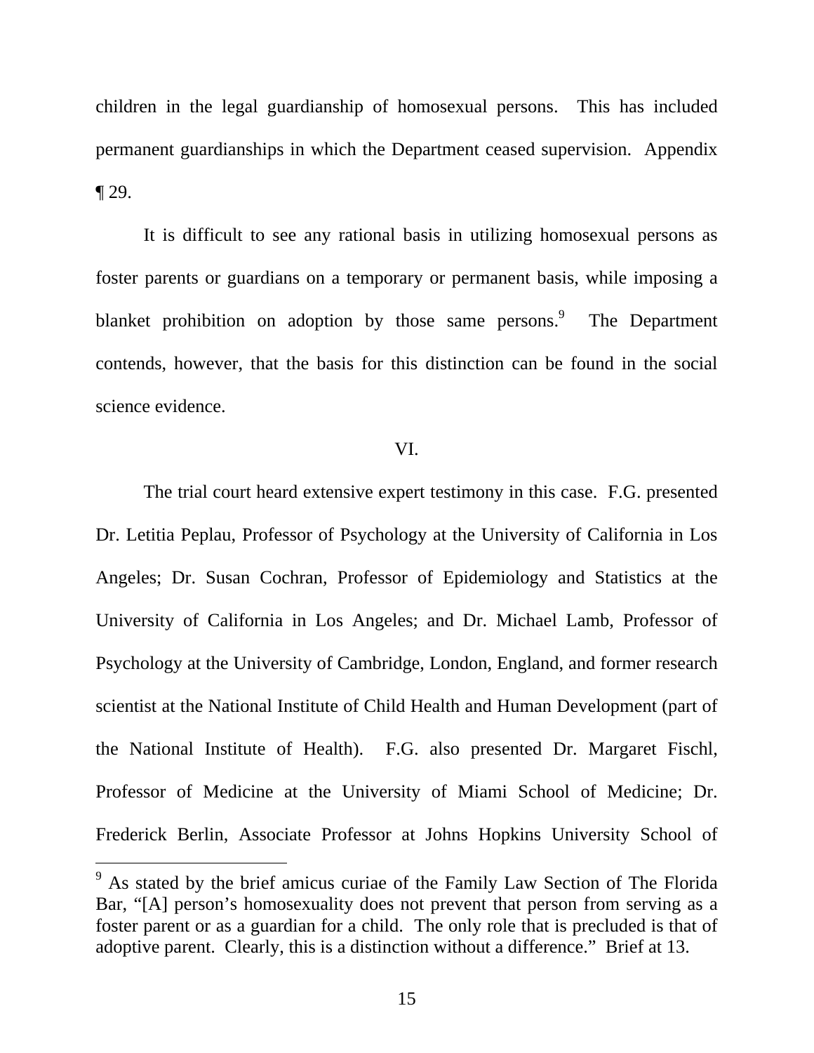children in the legal guardianship of homosexual persons. This has included permanent guardianships in which the Department ceased supervision. Appendix ¶ 29.

It is difficult to see any rational basis in utilizing homosexual persons as foster parents or guardians on a temporary or permanent basis, while imposing a blanket prohibition on adoption by those same persons.[9] The Department contends, however, that the basis for this distinction can be found in the social science evidence.

VI.

The trial court heard extensive expert testimony in this case. F.G. presented Dr. Letitia Peplau, Professor of Psychology at the University of California in Los Angeles; Dr. Susan Cochran, Professor of Epidemiology and Statistics at the University of California in Los Angeles; and Dr. Michael Lamb, Professor of Psychology at the University of Cambridge, London, England, and former research scientist at the National Institute of Child Health and Human Development (part of the National Institute of Health). F.G. also presented Dr. Margaret Fischl, Professor of Medicine at the University of Miami School of Medicine; Dr. Frederick Berlin, Associate Professor at Johns Hopkins University School of

---

[9] As stated by the brief amicus curiae of the Family Law Section of The Florida Bar, "[A] person's homosexuality does not prevent that person from serving as a foster parent or as a guardian for a child. The only role that is precluded is that of adoptive parent. Clearly, this is a distinction without a difference." Brief at 13.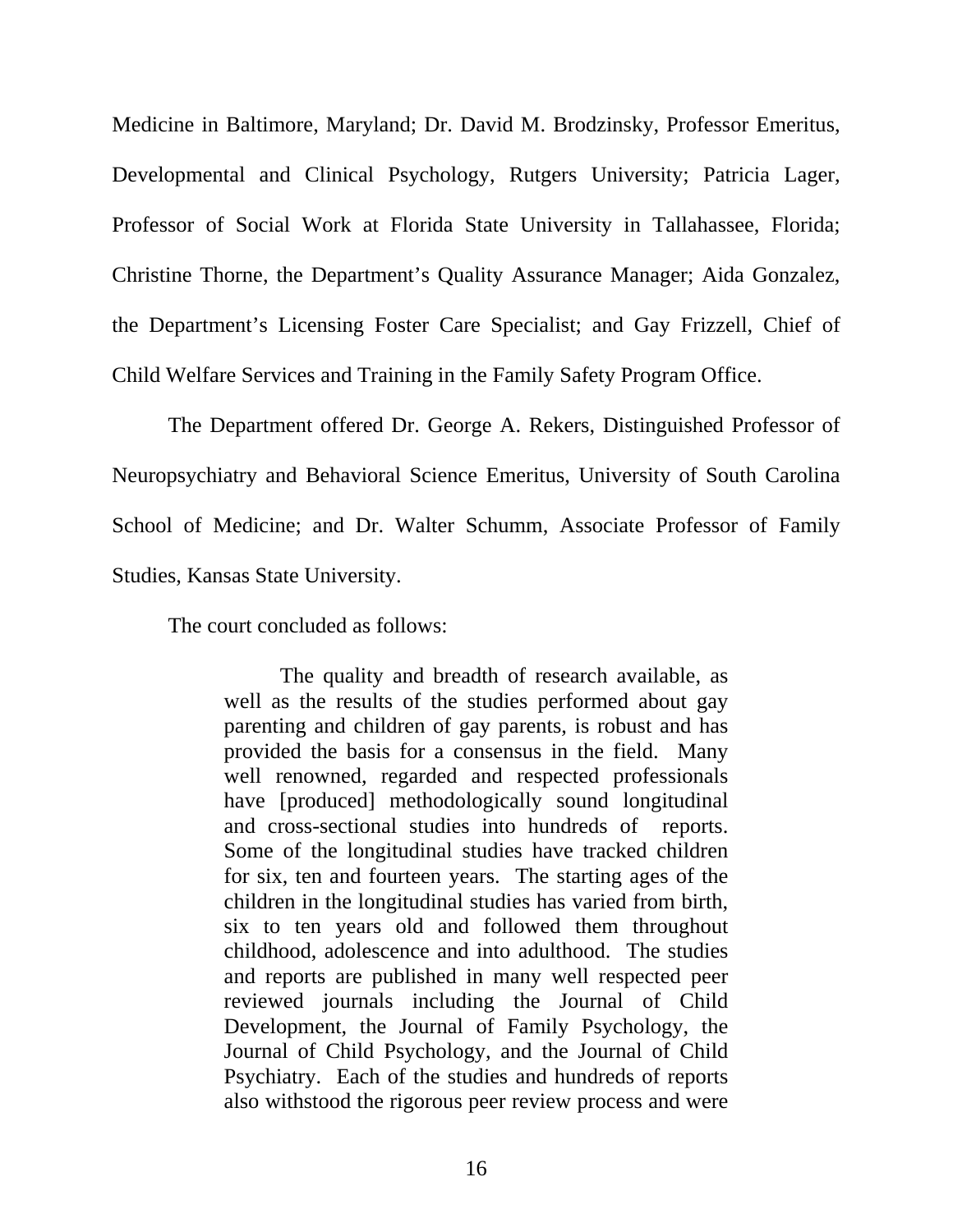Medicine in Baltimore, Maryland; Dr. David M. Brodzinsky, Professor Emeritus, Developmental and Clinical Psychology, Rutgers University; Patricia Lager, Professor of Social Work at Florida State University in Tallahassee, Florida; Christine Thorne, the Department's Quality Assurance Manager; Aida Gonzalez, the Department's Licensing Foster Care Specialist; and Gay Frizzell, Chief of Child Welfare Services and Training in the Family Safety Program Office.

The Department offered Dr. George A. Rekers, Distinguished Professor of Neuropsychiatry and Behavioral Science Emeritus, University of South Carolina School of Medicine; and Dr. Walter Schumm, Associate Professor of Family Studies, Kansas State University.

The court concluded as follows:

> The quality and breadth of research available, as well as the results of the studies performed about gay parenting and children of gay parents, is robust and has provided the basis for a consensus in the field. Many well renowned, regarded and respected professionals have [produced] methodologically sound longitudinal and cross-sectional studies into hundreds of reports. Some of the longitudinal studies have tracked children for six, ten and fourteen years. The starting ages of the children in the longitudinal studies has varied from birth, six to ten years old and followed them throughout childhood, adolescence and into adulthood. The studies and reports are published in many well respected peer reviewed journals including the Journal of Child Development, the Journal of Family Psychology, the Journal of Child Psychology, and the Journal of Child Psychiatry. Each of the studies and hundreds of reports also withstood the rigorous peer review process and were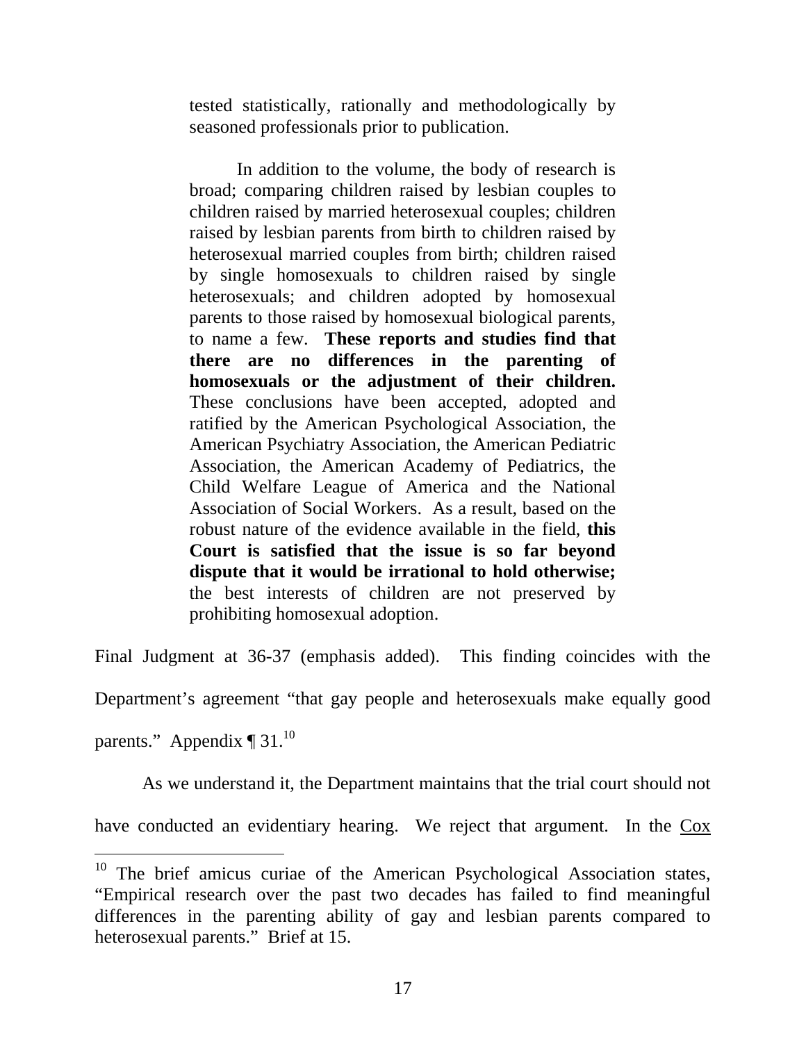> tested statistically, rationally and methodologically by seasoned professionals prior to publication.
>
> In addition to the volume, the body of research is broad; comparing children raised by lesbian couples to children raised by married heterosexual couples; children raised by lesbian parents from birth to children raised by heterosexual married couples from birth; children raised by single homosexuals to children raised by single heterosexuals; and children adopted by homosexual parents to those raised by homosexual biological parents, to name a few. **These reports and studies find that there are no differences in the parenting of homosexuals or the adjustment of their children.** These conclusions have been accepted, adopted and ratified by the American Psychological Association, the American Psychiatry Association, the American Pediatric Association, the American Academy of Pediatrics, the Child Welfare League of America and the National Association of Social Workers. As a result, based on the robust nature of the evidence available in the field, **this Court is satisfied that the issue is so far beyond dispute that it would be irrational to hold otherwise;** the best interests of children are not preserved by prohibiting homosexual adoption.

Final Judgment at 36-37 (emphasis added). This finding coincides with the Department's agreement "that gay people and heterosexuals make equally good parents." Appendix ¶ 31.[10]

As we understand it, the Department maintains that the trial court should not have conducted an evidentiary hearing. We reject that argument. In the Cox

---

[10] The brief amicus curiae of the American Psychological Association states, "Empirical research over the past two decades has failed to find meaningful differences in the parenting ability of gay and lesbian parents compared to heterosexual parents." Brief at 15.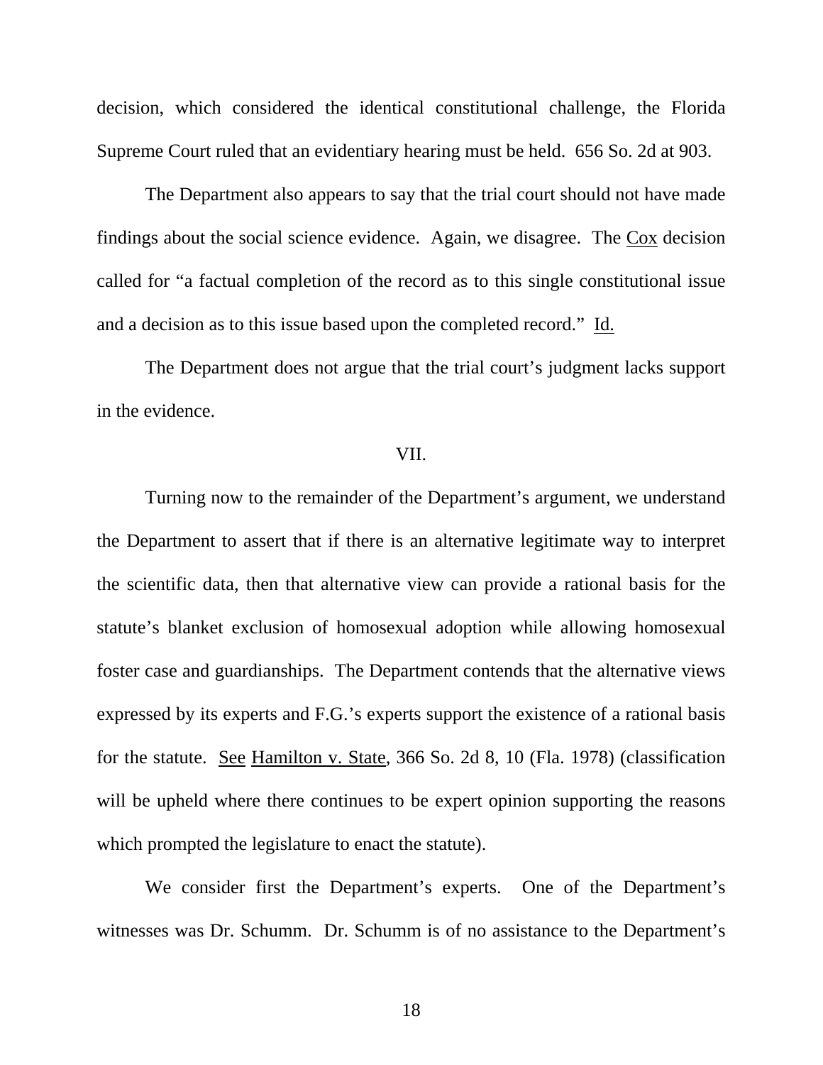decision, which considered the identical constitutional challenge, the Florida Supreme Court ruled that an evidentiary hearing must be held. 656 So. 2d at 903.

The Department also appears to say that the trial court should not have made findings about the social science evidence. Again, we disagree. The Cox decision called for "a factual completion of the record as to this single constitutional issue and a decision as to this issue based upon the completed record." Id.

The Department does not argue that the trial court's judgment lacks support in the evidence.

VII.

Turning now to the remainder of the Department's argument, we understand the Department to assert that if there is an alternative legitimate way to interpret the scientific data, then that alternative view can provide a rational basis for the statute's blanket exclusion of homosexual adoption while allowing homosexual foster case and guardianships. The Department contends that the alternative views expressed by its experts and F.G.'s experts support the existence of a rational basis for the statute. See Hamilton v. State, 366 So. 2d 8, 10 (Fla. 1978) (classification will be upheld where there continues to be expert opinion supporting the reasons which prompted the legislature to enact the statute).

We consider first the Department's experts. One of the Department's witnesses was Dr. Schumm. Dr. Schumm is of no assistance to the Department's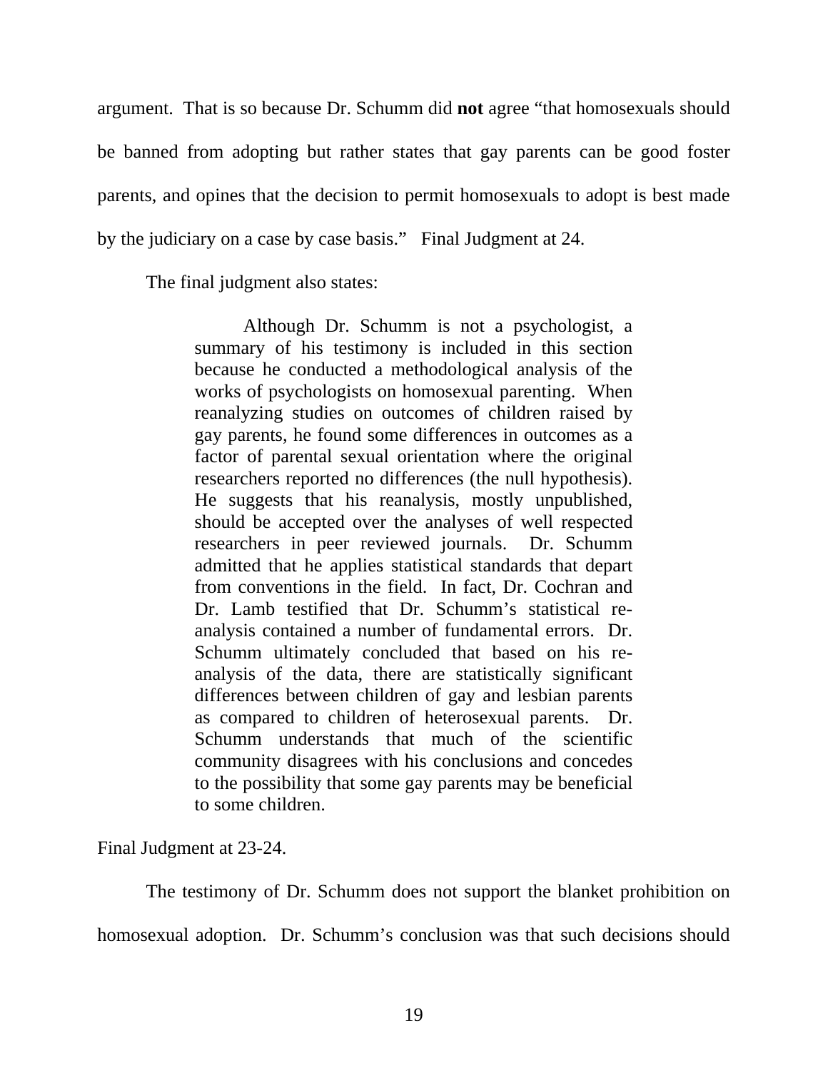argument. That is so because Dr. Schumm did **not** agree "that homosexuals should be banned from adopting but rather states that gay parents can be good foster parents, and opines that the decision to permit homosexuals to adopt is best made by the judiciary on a case by case basis." Final Judgment at 24.

The final judgment also states:

> Although Dr. Schumm is not a psychologist, a summary of his testimony is included in this section because he conducted a methodological analysis of the works of psychologists on homosexual parenting. When reanalyzing studies on outcomes of children raised by gay parents, he found some differences in outcomes as a factor of parental sexual orientation where the original researchers reported no differences (the null hypothesis). He suggests that his reanalysis, mostly unpublished, should be accepted over the analyses of well respected researchers in peer reviewed journals. Dr. Schumm admitted that he applies statistical standards that depart from conventions in the field. In fact, Dr. Cochran and Dr. Lamb testified that Dr. Schumm's statistical re-analysis contained a number of fundamental errors. Dr. Schumm ultimately concluded that based on his re-analysis of the data, there are statistically significant differences between children of gay and lesbian parents as compared to children of heterosexual parents. Dr. Schumm understands that much of the scientific community disagrees with his conclusions and concedes to the possibility that some gay parents may be beneficial to some children.

Final Judgment at 23-24.

The testimony of Dr. Schumm does not support the blanket prohibition on homosexual adoption. Dr. Schumm's conclusion was that such decisions should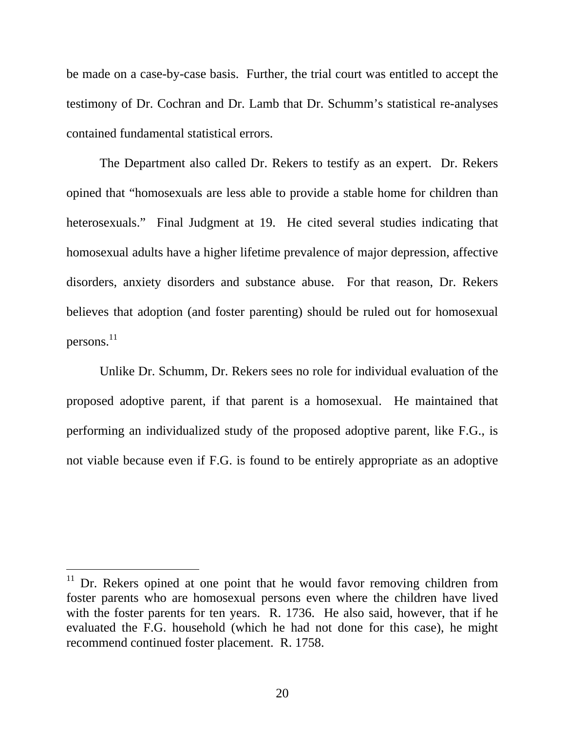be made on a case-by-case basis. Further, the trial court was entitled to accept the testimony of Dr. Cochran and Dr. Lamb that Dr. Schumm's statistical re-analyses contained fundamental statistical errors.

The Department also called Dr. Rekers to testify as an expert. Dr. Rekers opined that "homosexuals are less able to provide a stable home for children than heterosexuals." Final Judgment at 19. He cited several studies indicating that homosexual adults have a higher lifetime prevalence of major depression, affective disorders, anxiety disorders and substance abuse. For that reason, Dr. Rekers believes that adoption (and foster parenting) should be ruled out for homosexual persons.[11]

Unlike Dr. Schumm, Dr. Rekers sees no role for individual evaluation of the proposed adoptive parent, if that parent is a homosexual. He maintained that performing an individualized study of the proposed adoptive parent, like F.G., is not viable because even if F.G. is found to be entirely appropriate as an adoptive

---

[11] Dr. Rekers opined at one point that he would favor removing children from foster parents who are homosexual persons even where the children have lived with the foster parents for ten years. R. 1736. He also said, however, that if he evaluated the F.G. household (which he had not done for this case), he might recommend continued foster placement. R. 1758.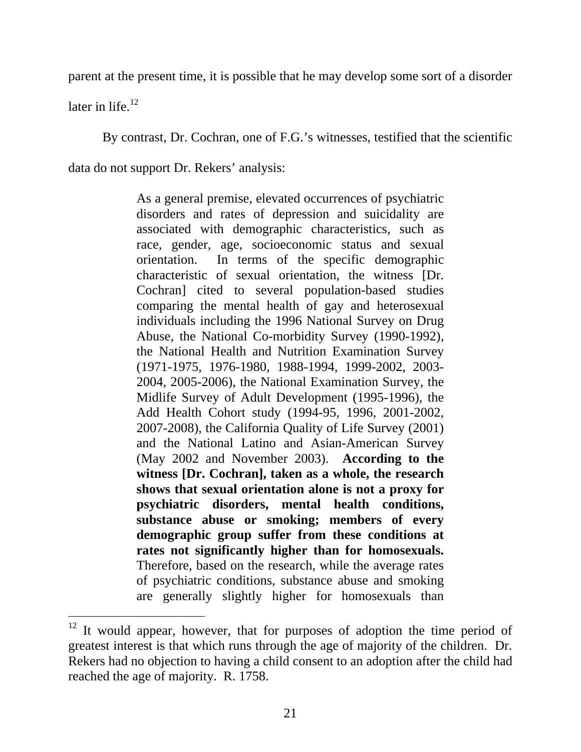parent at the present time, it is possible that he may develop some sort of a disorder later in life.[12]

By contrast, Dr. Cochran, one of F.G.'s witnesses, testified that the scientific data do not support Dr. Rekers' analysis:

> As a general premise, elevated occurrences of psychiatric disorders and rates of depression and suicidality are associated with demographic characteristics, such as race, gender, age, socioeconomic status and sexual orientation. In terms of the specific demographic characteristic of sexual orientation, the witness [Dr. Cochran] cited to several population-based studies comparing the mental health of gay and heterosexual individuals including the 1996 National Survey on Drug Abuse, the National Co-morbidity Survey (1990-1992), the National Health and Nutrition Examination Survey (1971-1975, 1976-1980, 1988-1994, 1999-2002, 2003-2004, 2005-2006), the National Examination Survey, the Midlife Survey of Adult Development (1995-1996), the Add Health Cohort study (1994-95, 1996, 2001-2002, 2007-2008), the California Quality of Life Survey (2001) and the National Latino and Asian-American Survey (May 2002 and November 2003). **According to the witness [Dr. Cochran], taken as a whole, the research shows that sexual orientation alone is not a proxy for psychiatric disorders, mental health conditions, substance abuse or smoking; members of every demographic group suffer from these conditions at rates not significantly higher than for homosexuals.** Therefore, based on the research, while the average rates of psychiatric conditions, substance abuse and smoking are generally slightly higher for homosexuals than

[12] It would appear, however, that for purposes of adoption the time period of greatest interest is that which runs through the age of majority of the children. Dr. Rekers had no objection to having a child consent to an adoption after the child had reached the age of majority. R. 1758.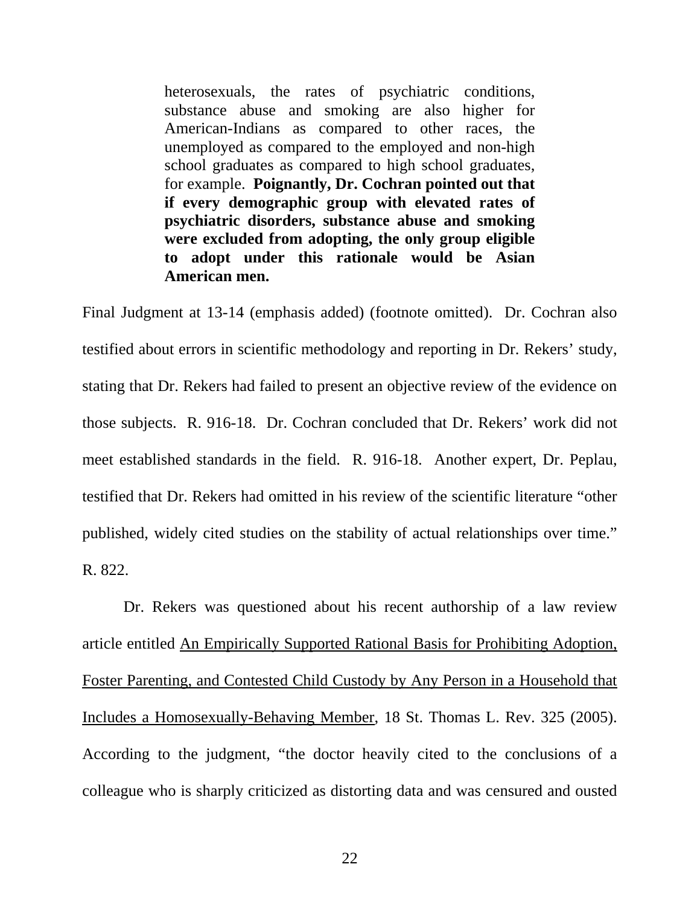> heterosexuals, the rates of psychiatric conditions, substance abuse and smoking are also higher for American-Indians as compared to other races, the unemployed as compared to the employed and non-high school graduates as compared to high school graduates, for example. **Poignantly, Dr. Cochran pointed out that if every demographic group with elevated rates of psychiatric disorders, substance abuse and smoking were excluded from adopting, the only group eligible to adopt under this rationale would be Asian American men.**

Final Judgment at 13-14 (emphasis added) (footnote omitted). Dr. Cochran also testified about errors in scientific methodology and reporting in Dr. Rekers' study, stating that Dr. Rekers had failed to present an objective review of the evidence on those subjects. R. 916-18. Dr. Cochran concluded that Dr. Rekers' work did not meet established standards in the field. R. 916-18. Another expert, Dr. Peplau, testified that Dr. Rekers had omitted in his review of the scientific literature "other published, widely cited studies on the stability of actual relationships over time." R. 822.

Dr. Rekers was questioned about his recent authorship of a law review article entitled <u>An Empirically Supported Rational Basis for Prohibiting Adoption, Foster Parenting, and Contested Child Custody by Any Person in a Household that Includes a Homosexually-Behaving Member</u>, 18 St. Thomas L. Rev. 325 (2005). According to the judgment, "the doctor heavily cited to the conclusions of a colleague who is sharply criticized as distorting data and was censured and ousted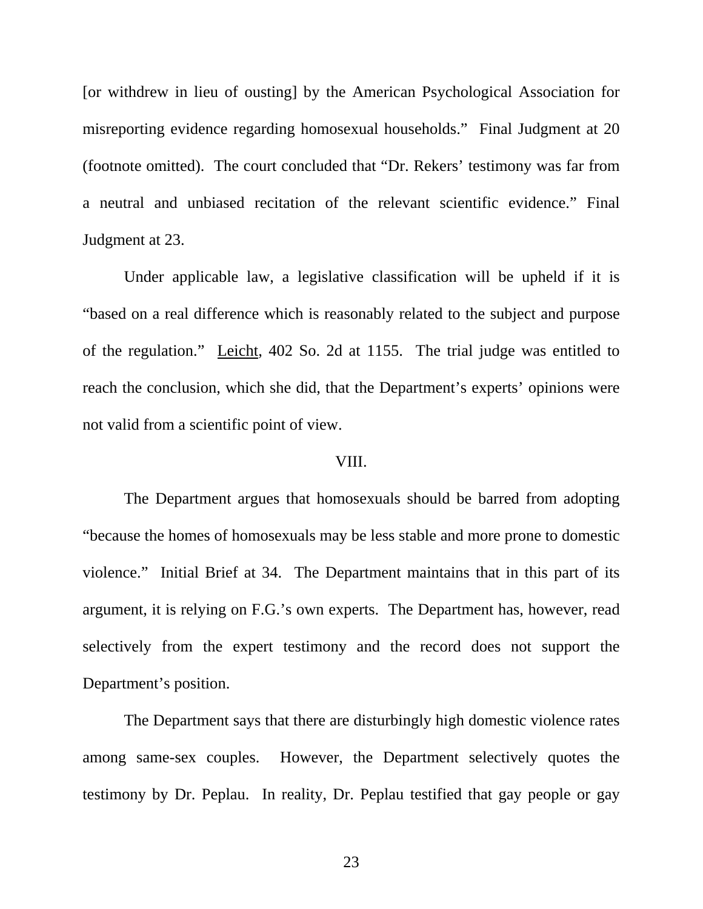[or withdrew in lieu of ousting] by the American Psychological Association for misreporting evidence regarding homosexual households." Final Judgment at 20 (footnote omitted). The court concluded that "Dr. Rekers' testimony was far from a neutral and unbiased recitation of the relevant scientific evidence." Final Judgment at 23.

Under applicable law, a legislative classification will be upheld if it is "based on a real difference which is reasonably related to the subject and purpose of the regulation." Leicht, 402 So. 2d at 1155. The trial judge was entitled to reach the conclusion, which she did, that the Department's experts' opinions were not valid from a scientific point of view.

VIII.

The Department argues that homosexuals should be barred from adopting "because the homes of homosexuals may be less stable and more prone to domestic violence." Initial Brief at 34. The Department maintains that in this part of its argument, it is relying on F.G.'s own experts. The Department has, however, read selectively from the expert testimony and the record does not support the Department's position.

The Department says that there are disturbingly high domestic violence rates among same-sex couples. However, the Department selectively quotes the testimony by Dr. Peplau. In reality, Dr. Peplau testified that gay people or gay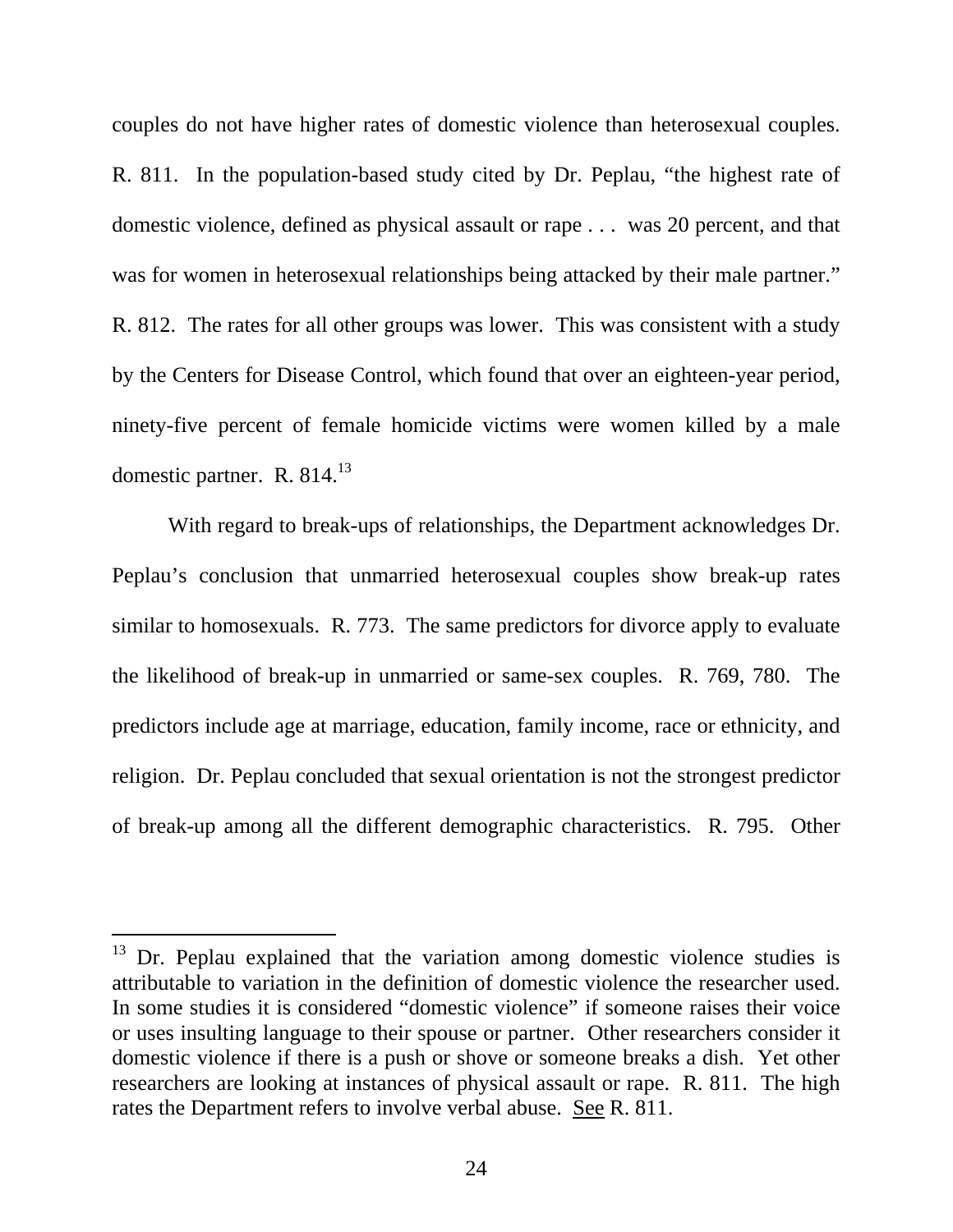couples do not have higher rates of domestic violence than heterosexual couples. R. 811. In the population-based study cited by Dr. Peplau, "the highest rate of domestic violence, defined as physical assault or rape . . . was 20 percent, and that was for women in heterosexual relationships being attacked by their male partner." R. 812. The rates for all other groups was lower. This was consistent with a study by the Centers for Disease Control, which found that over an eighteen-year period, ninety-five percent of female homicide victims were women killed by a male domestic partner. R. 814.[13]

With regard to break-ups of relationships, the Department acknowledges Dr. Peplau's conclusion that unmarried heterosexual couples show break-up rates similar to homosexuals. R. 773. The same predictors for divorce apply to evaluate the likelihood of break-up in unmarried or same-sex couples. R. 769, 780. The predictors include age at marriage, education, family income, race or ethnicity, and religion. Dr. Peplau concluded that sexual orientation is not the strongest predictor of break-up among all the different demographic characteristics. R. 795. Other

---

[13] Dr. Peplau explained that the variation among domestic violence studies is attributable to variation in the definition of domestic violence the researcher used. In some studies it is considered "domestic violence" if someone raises their voice or uses insulting language to their spouse or partner. Other researchers consider it domestic violence if there is a push or shove or someone breaks a dish. Yet other researchers are looking at instances of physical assault or rape. R. 811. The high rates the Department refers to involve verbal abuse. <u>See</u> R. 811.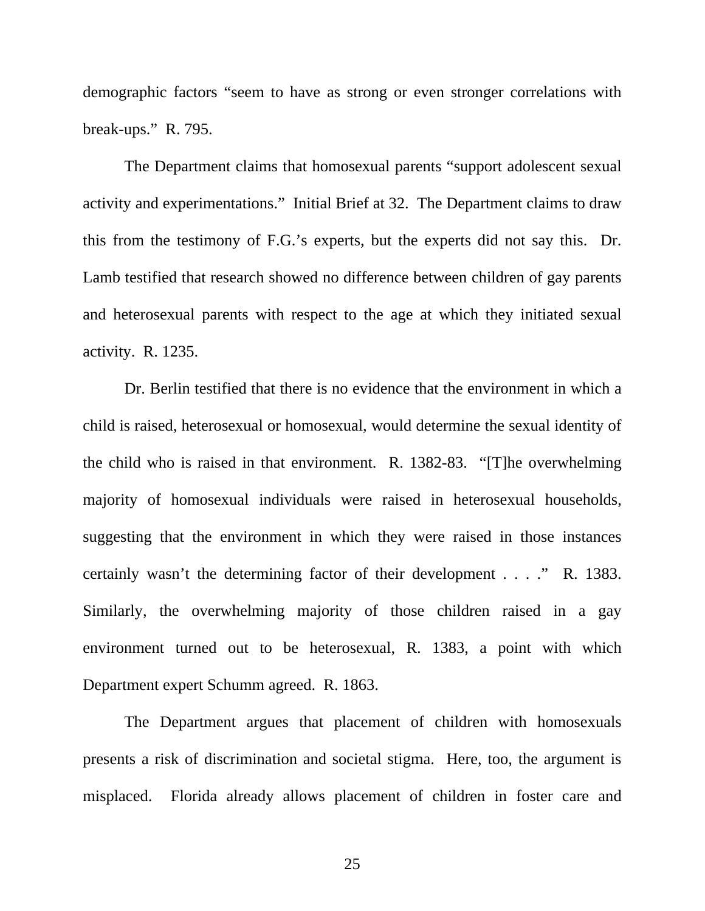demographic factors "seem to have as strong or even stronger correlations with break-ups." R. 795.

The Department claims that homosexual parents "support adolescent sexual activity and experimentations." Initial Brief at 32. The Department claims to draw this from the testimony of F.G.'s experts, but the experts did not say this. Dr. Lamb testified that research showed no difference between children of gay parents and heterosexual parents with respect to the age at which they initiated sexual activity. R. 1235.

Dr. Berlin testified that there is no evidence that the environment in which a child is raised, heterosexual or homosexual, would determine the sexual identity of the child who is raised in that environment. R. 1382-83. "[T]he overwhelming majority of homosexual individuals were raised in heterosexual households, suggesting that the environment in which they were raised in those instances certainly wasn't the determining factor of their development . . . ." R. 1383. Similarly, the overwhelming majority of those children raised in a gay environment turned out to be heterosexual, R. 1383, a point with which Department expert Schumm agreed. R. 1863.

The Department argues that placement of children with homosexuals presents a risk of discrimination and societal stigma. Here, too, the argument is misplaced. Florida already allows placement of children in foster care and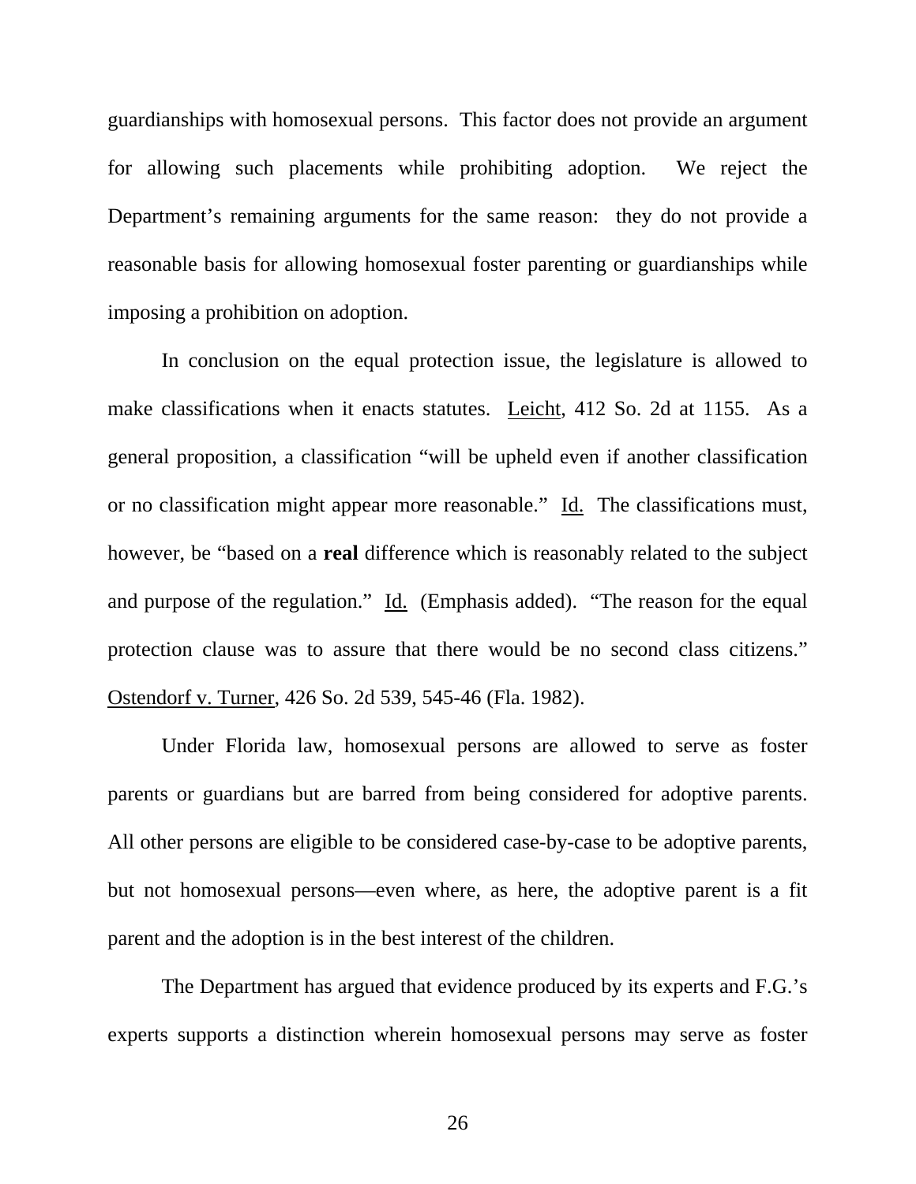guardianships with homosexual persons. This factor does not provide an argument for allowing such placements while prohibiting adoption. We reject the Department's remaining arguments for the same reason: they do not provide a reasonable basis for allowing homosexual foster parenting or guardianships while imposing a prohibition on adoption.

In conclusion on the equal protection issue, the legislature is allowed to make classifications when it enacts statutes. Leicht, 412 So. 2d at 1155. As a general proposition, a classification "will be upheld even if another classification or no classification might appear more reasonable." Id. The classifications must, however, be "based on a **real** difference which is reasonably related to the subject and purpose of the regulation." Id. (Emphasis added). "The reason for the equal protection clause was to assure that there would be no second class citizens." Ostendorf v. Turner, 426 So. 2d 539, 545-46 (Fla. 1982).

Under Florida law, homosexual persons are allowed to serve as foster parents or guardians but are barred from being considered for adoptive parents. All other persons are eligible to be considered case-by-case to be adoptive parents, but not homosexual persons—even where, as here, the adoptive parent is a fit parent and the adoption is in the best interest of the children.

The Department has argued that evidence produced by its experts and F.G.'s experts supports a distinction wherein homosexual persons may serve as foster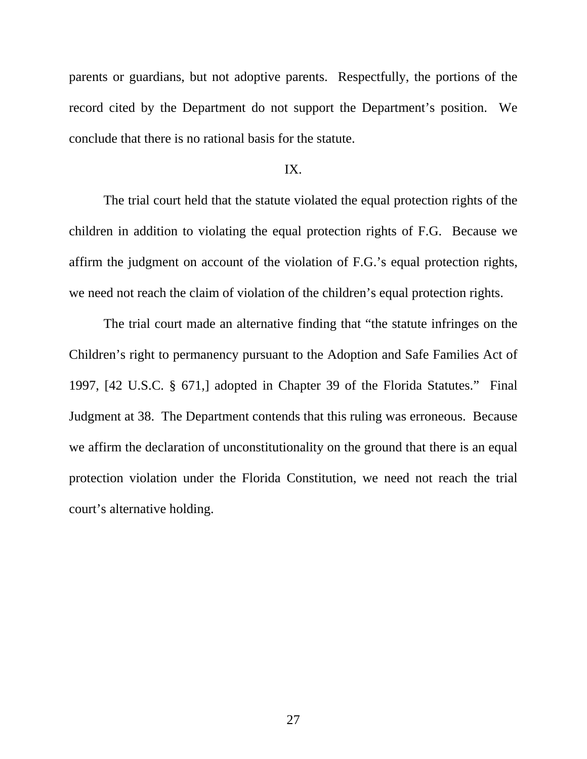parents or guardians, but not adoptive parents. Respectfully, the portions of the record cited by the Department do not support the Department's position. We conclude that there is no rational basis for the statute.

## IX.

The trial court held that the statute violated the equal protection rights of the children in addition to violating the equal protection rights of F.G. Because we affirm the judgment on account of the violation of F.G.'s equal protection rights, we need not reach the claim of violation of the children's equal protection rights.

The trial court made an alternative finding that "the statute infringes on the Children's right to permanency pursuant to the Adoption and Safe Families Act of 1997, [42 U.S.C. § 671,] adopted in Chapter 39 of the Florida Statutes." Final Judgment at 38. The Department contends that this ruling was erroneous. Because we affirm the declaration of unconstitutionality on the ground that there is an equal protection violation under the Florida Constitution, we need not reach the trial court's alternative holding.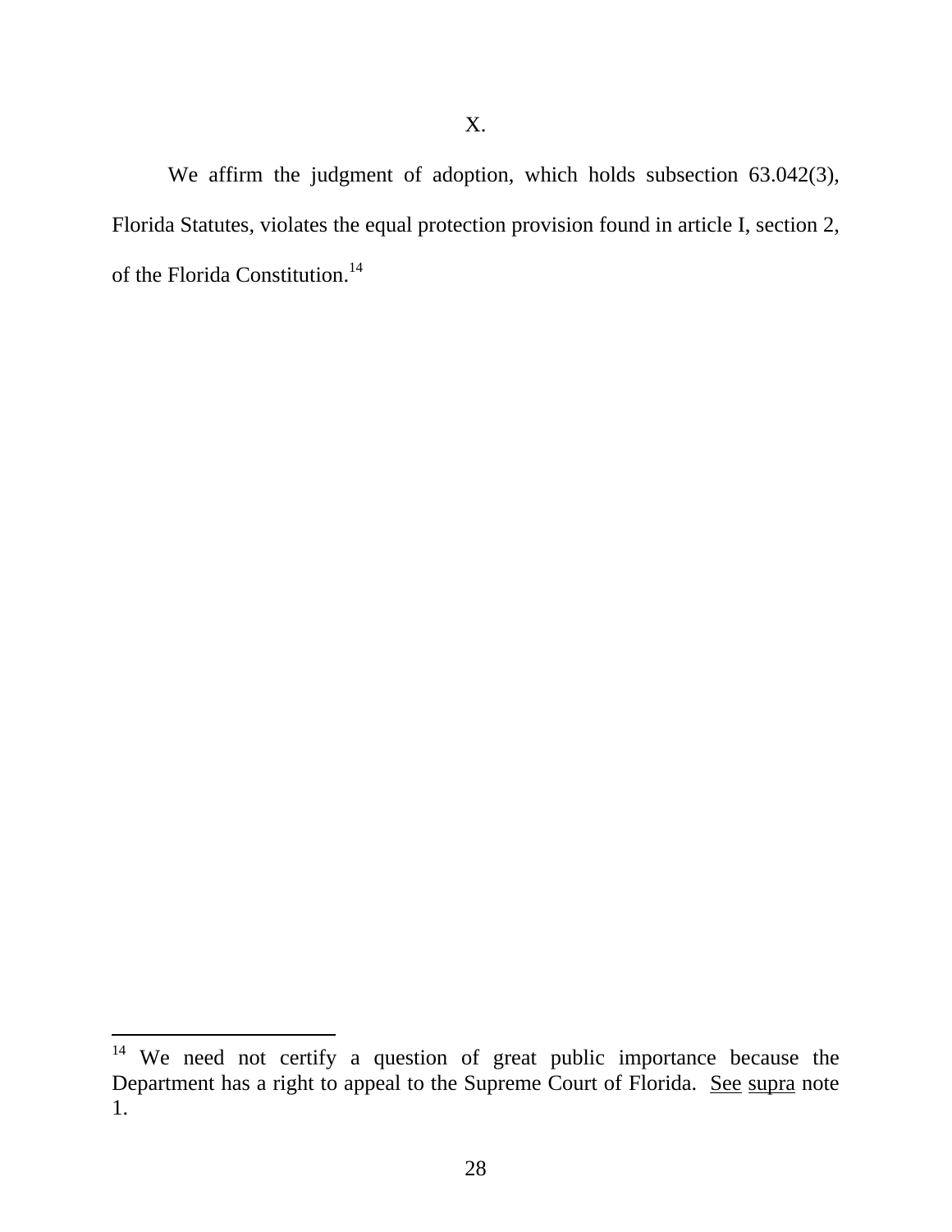X.

We affirm the judgment of adoption, which holds subsection 63.042(3), Florida Statutes, violates the equal protection provision found in article I, section 2, of the Florida Constitution.[14]

---

[14] We need not certify a question of great public importance because the Department has a right to appeal to the Supreme Court of Florida. See supra note 1.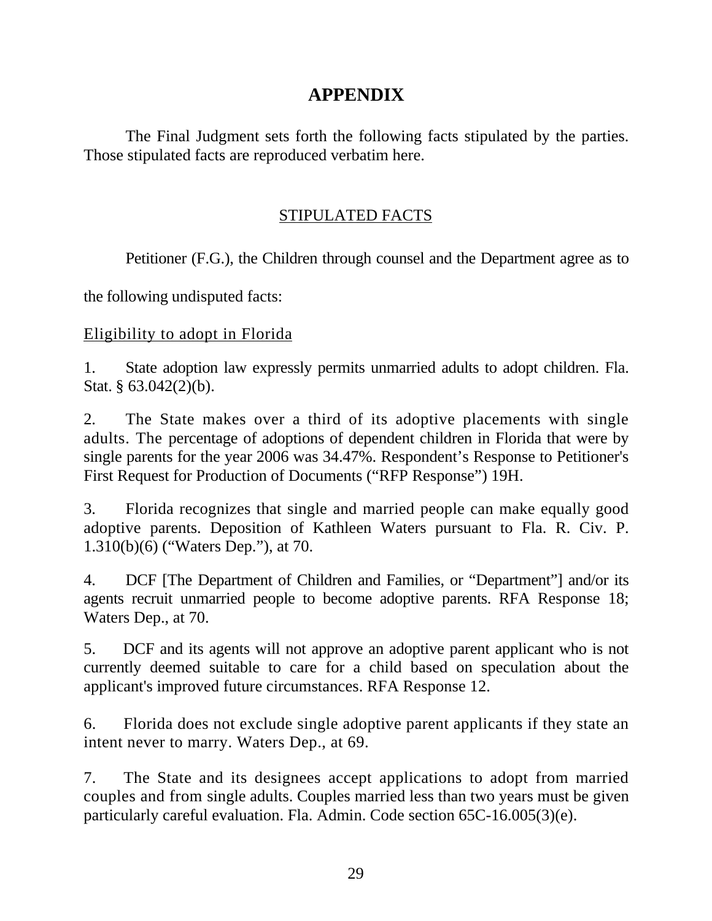# APPENDIX

The Final Judgment sets forth the following facts stipulated by the parties. Those stipulated facts are reproduced verbatim here.

## STIPULATED FACTS

Petitioner (F.G.), the Children through counsel and the Department agree as to the following undisputed facts:

Eligibility to adopt in Florida

1. State adoption law expressly permits unmarried adults to adopt children. Fla. Stat. § 63.042(2)(b).

2. The State makes over a third of its adoptive placements with single adults. The percentage of adoptions of dependent children in Florida that were by single parents for the year 2006 was 34.47%. Respondent's Response to Petitioner's First Request for Production of Documents ("RFP Response") 19H.

3. Florida recognizes that single and married people can make equally good adoptive parents. Deposition of Kathleen Waters pursuant to Fla. R. Civ. P. 1.310(b)(6) ("Waters Dep."), at 70.

4. DCF [The Department of Children and Families, or "Department"] and/or its agents recruit unmarried people to become adoptive parents. RFA Response 18; Waters Dep., at 70.

5. DCF and its agents will not approve an adoptive parent applicant who is not currently deemed suitable to care for a child based on speculation about the applicant's improved future circumstances. RFA Response 12.

6. Florida does not exclude single adoptive parent applicants if they state an intent never to marry. Waters Dep., at 69.

7. The State and its designees accept applications to adopt from married couples and from single adults. Couples married less than two years must be given particularly careful evaluation. Fla. Admin. Code section 65C-16.005(3)(e).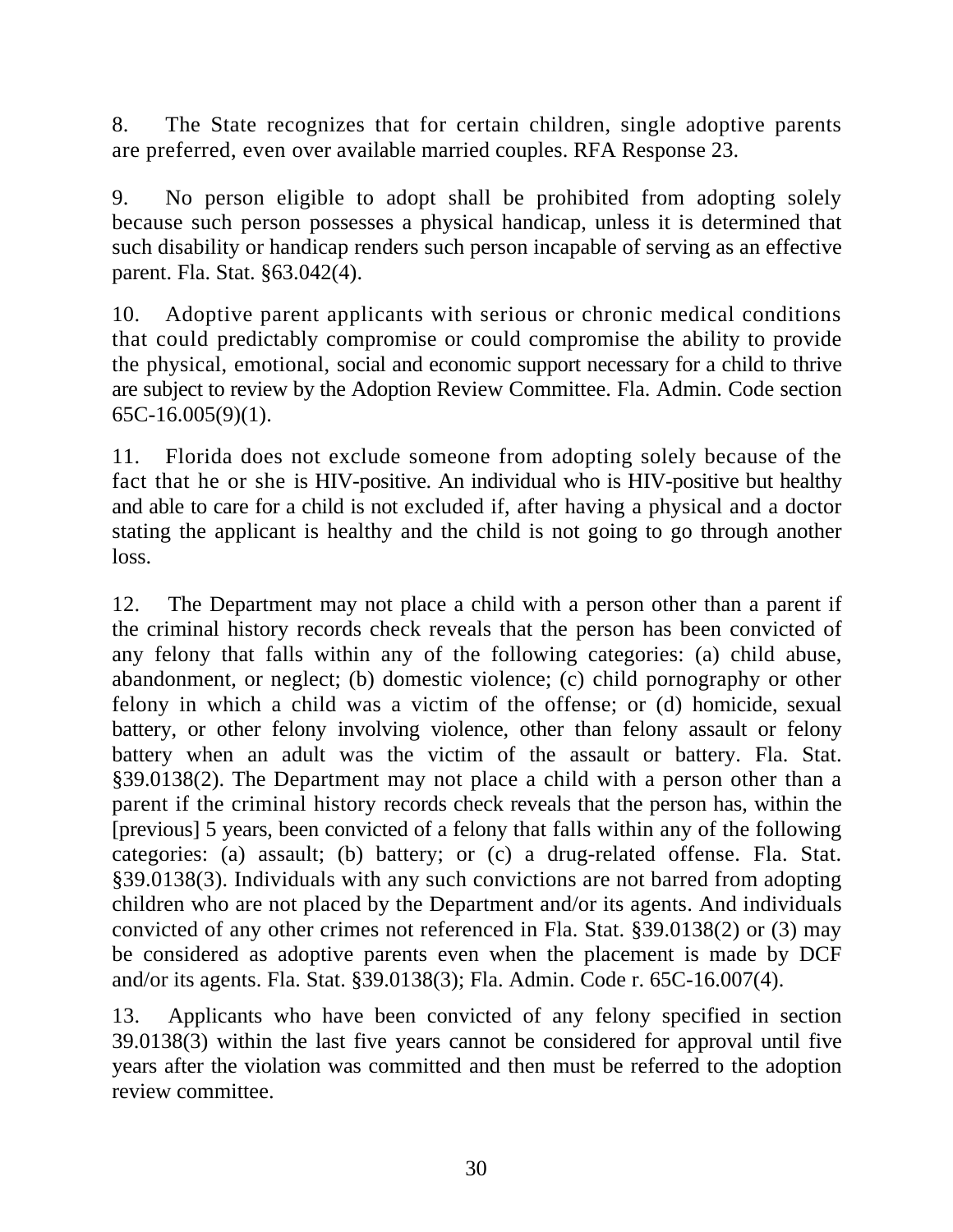8. The State recognizes that for certain children, single adoptive parents are preferred, even over available married couples. RFA Response 23.

9. No person eligible to adopt shall be prohibited from adopting solely because such person possesses a physical handicap, unless it is determined that such disability or handicap renders such person incapable of serving as an effective parent. Fla. Stat. §63.042(4).

10. Adoptive parent applicants with serious or chronic medical conditions that could predictably compromise or could compromise the ability to provide the physical, emotional, social and economic support necessary for a child to thrive are subject to review by the Adoption Review Committee. Fla. Admin. Code section 65C-16.005(9)(1).

11. Florida does not exclude someone from adopting solely because of the fact that he or she is HIV-positive. An individual who is HIV-positive but healthy and able to care for a child is not excluded if, after having a physical and a doctor stating the applicant is healthy and the child is not going to go through another loss.

12. The Department may not place a child with a person other than a parent if the criminal history records check reveals that the person has been convicted of any felony that falls within any of the following categories: (a) child abuse, abandonment, or neglect; (b) domestic violence; (c) child pornography or other felony in which a child was a victim of the offense; or (d) homicide, sexual battery, or other felony involving violence, other than felony assault or felony battery when an adult was the victim of the assault or battery. Fla. Stat. §39.0138(2). The Department may not place a child with a person other than a parent if the criminal history records check reveals that the person has, within the [previous] 5 years, been convicted of a felony that falls within any of the following categories: (a) assault; (b) battery; or (c) a drug-related offense. Fla. Stat. §39.0138(3). Individuals with any such convictions are not barred from adopting children who are not placed by the Department and/or its agents. And individuals convicted of any other crimes not referenced in Fla. Stat. §39.0138(2) or (3) may be considered as adoptive parents even when the placement is made by DCF and/or its agents. Fla. Stat. §39.0138(3); Fla. Admin. Code r. 65C-16.007(4).

13. Applicants who have been convicted of any felony specified in section 39.0138(3) within the last five years cannot be considered for approval until five years after the violation was committed and then must be referred to the adoption review committee.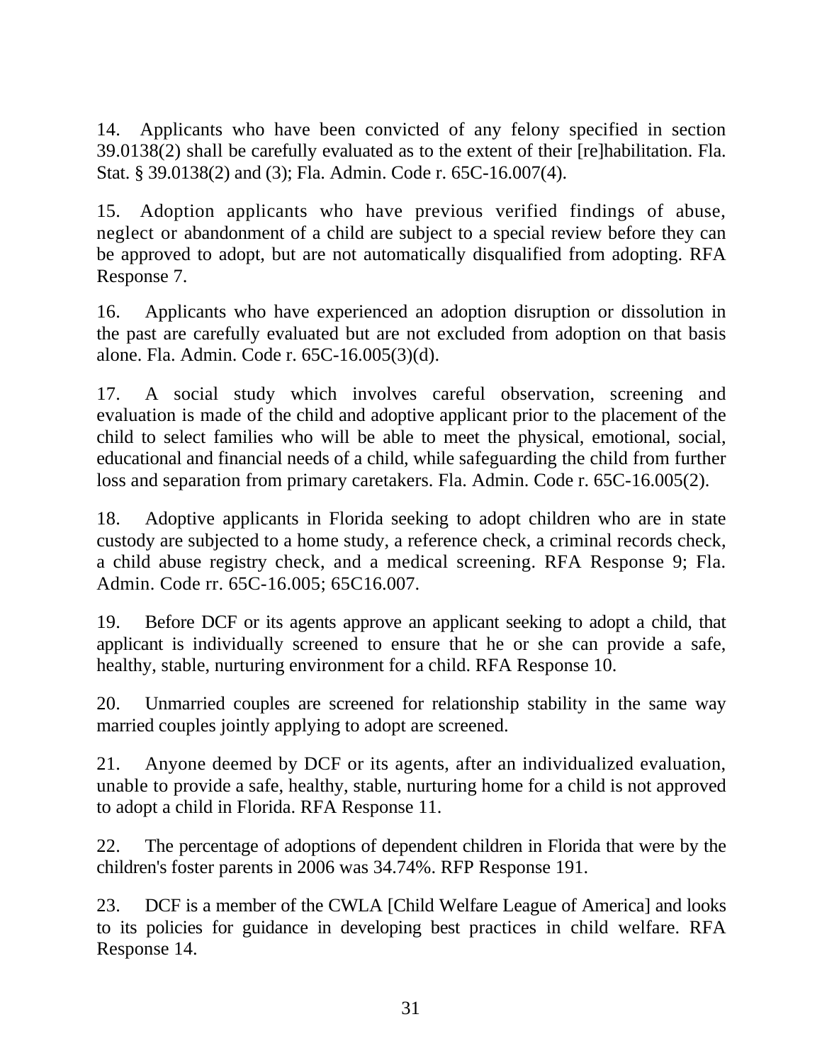14. Applicants who have been convicted of any felony specified in section 39.0138(2) shall be carefully evaluated as to the extent of their [re]habilitation. Fla. Stat. § 39.0138(2) and (3); Fla. Admin. Code r. 65C-16.007(4).

15. Adoption applicants who have previous verified findings of abuse, neglect or abandonment of a child are subject to a special review before they can be approved to adopt, but are not automatically disqualified from adopting. RFA Response 7.

16. Applicants who have experienced an adoption disruption or dissolution in the past are carefully evaluated but are not excluded from adoption on that basis alone. Fla. Admin. Code r. 65C-16.005(3)(d).

17. A social study which involves careful observation, screening and evaluation is made of the child and adoptive applicant prior to the placement of the child to select families who will be able to meet the physical, emotional, social, educational and financial needs of a child, while safeguarding the child from further loss and separation from primary caretakers. Fla. Admin. Code r. 65C-16.005(2).

18. Adoptive applicants in Florida seeking to adopt children who are in state custody are subjected to a home study, a reference check, a criminal records check, a child abuse registry check, and a medical screening. RFA Response 9; Fla. Admin. Code rr. 65C-16.005; 65C16.007.

19. Before DCF or its agents approve an applicant seeking to adopt a child, that applicant is individually screened to ensure that he or she can provide a safe, healthy, stable, nurturing environment for a child. RFA Response 10.

20. Unmarried couples are screened for relationship stability in the same way married couples jointly applying to adopt are screened.

21. Anyone deemed by DCF or its agents, after an individualized evaluation, unable to provide a safe, healthy, stable, nurturing home for a child is not approved to adopt a child in Florida. RFA Response 11.

22. The percentage of adoptions of dependent children in Florida that were by the children's foster parents in 2006 was 34.74%. RFP Response 191.

23. DCF is a member of the CWLA [Child Welfare League of America] and looks to its policies for guidance in developing best practices in child welfare. RFA Response 14.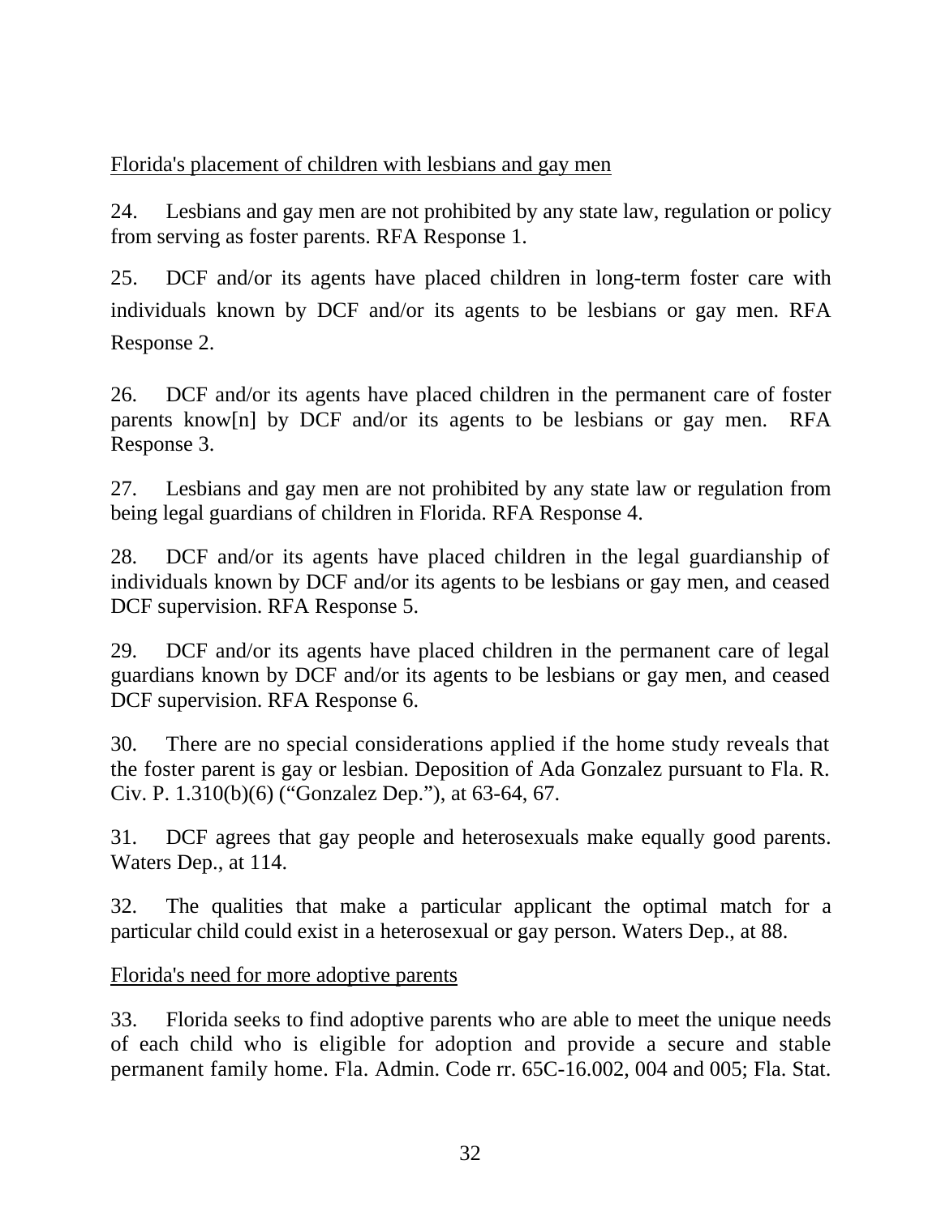<u>Florida's placement of children with lesbians and gay men</u>

24. Lesbians and gay men are not prohibited by any state law, regulation or policy from serving as foster parents. RFA Response 1.

25. DCF and/or its agents have placed children in long-term foster care with individuals known by DCF and/or its agents to be lesbians or gay men. RFA Response 2.

26. DCF and/or its agents have placed children in the permanent care of foster parents know[n] by DCF and/or its agents to be lesbians or gay men. RFA Response 3.

27. Lesbians and gay men are not prohibited by any state law or regulation from being legal guardians of children in Florida. RFA Response 4.

28. DCF and/or its agents have placed children in the legal guardianship of individuals known by DCF and/or its agents to be lesbians or gay men, and ceased DCF supervision. RFA Response 5.

29. DCF and/or its agents have placed children in the permanent care of legal guardians known by DCF and/or its agents to be lesbians or gay men, and ceased DCF supervision. RFA Response 6.

30. There are no special considerations applied if the home study reveals that the foster parent is gay or lesbian. Deposition of Ada Gonzalez pursuant to Fla. R. Civ. P. 1.310(b)(6) ("Gonzalez Dep."), at 63-64, 67.

31. DCF agrees that gay people and heterosexuals make equally good parents. Waters Dep., at 114.

32. The qualities that make a particular applicant the optimal match for a particular child could exist in a heterosexual or gay person. Waters Dep., at 88.

<u>Florida's need for more adoptive parents</u>

33. Florida seeks to find adoptive parents who are able to meet the unique needs of each child who is eligible for adoption and provide a secure and stable permanent family home. Fla. Admin. Code rr. 65C-16.002, 004 and 005; Fla. Stat.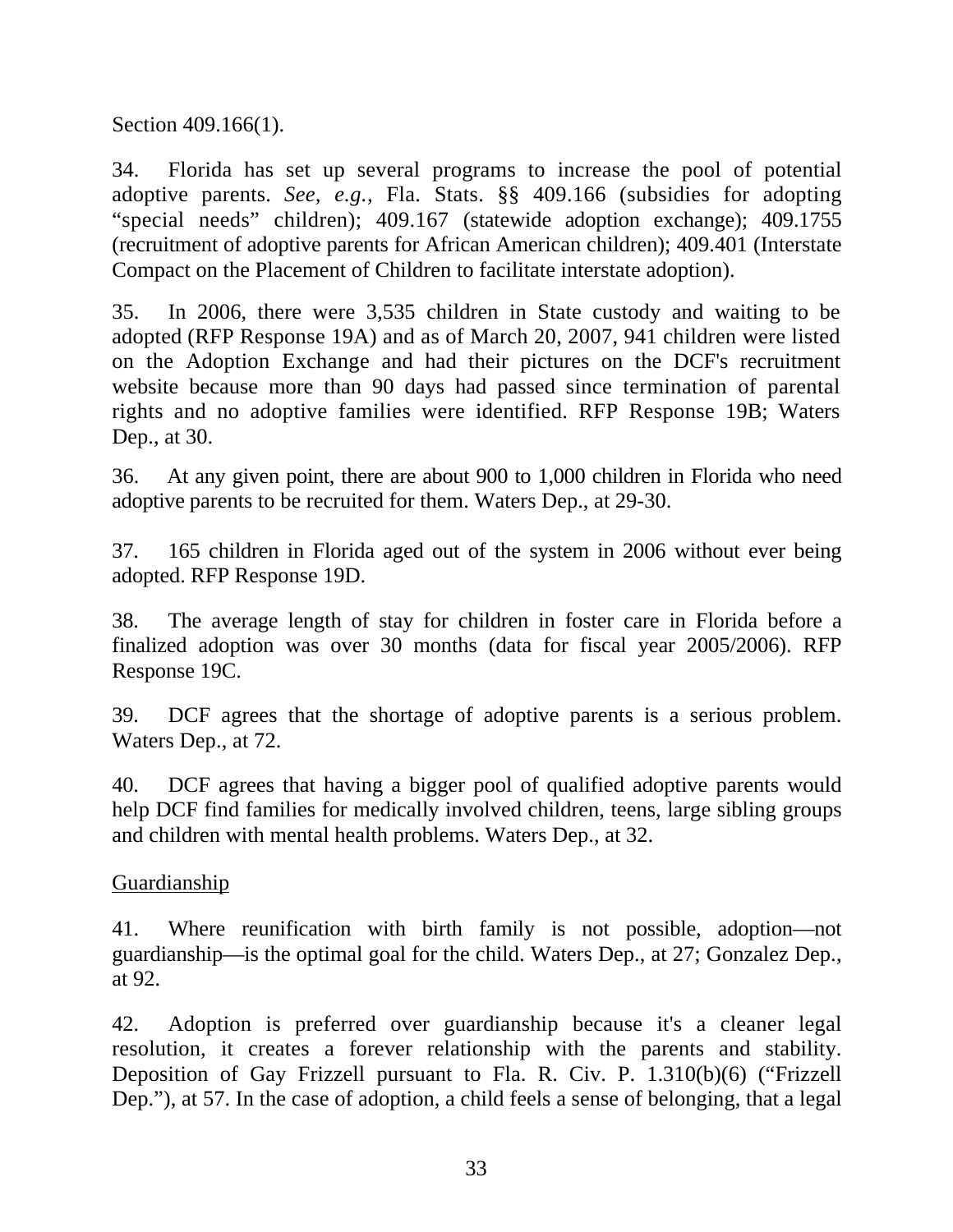Section 409.166(1).

34. Florida has set up several programs to increase the pool of potential adoptive parents. *See, e.g.*, Fla. Stats. §§ 409.166 (subsidies for adopting "special needs" children); 409.167 (statewide adoption exchange); 409.1755 (recruitment of adoptive parents for African American children); 409.401 (Interstate Compact on the Placement of Children to facilitate interstate adoption).

35. In 2006, there were 3,535 children in State custody and waiting to be adopted (RFP Response 19A) and as of March 20, 2007, 941 children were listed on the Adoption Exchange and had their pictures on the DCF's recruitment website because more than 90 days had passed since termination of parental rights and no adoptive families were identified. RFP Response 19B; Waters Dep., at 30.

36. At any given point, there are about 900 to 1,000 children in Florida who need adoptive parents to be recruited for them. Waters Dep., at 29-30.

37. 165 children in Florida aged out of the system in 2006 without ever being adopted. RFP Response 19D.

38. The average length of stay for children in foster care in Florida before a finalized adoption was over 30 months (data for fiscal year 2005/2006). RFP Response 19C.

39. DCF agrees that the shortage of adoptive parents is a serious problem. Waters Dep., at 72.

40. DCF agrees that having a bigger pool of qualified adoptive parents would help DCF find families for medically involved children, teens, large sibling groups and children with mental health problems. Waters Dep., at 32.

<u>Guardianship</u>

41. Where reunification with birth family is not possible, adoption—not guardianship—is the optimal goal for the child. Waters Dep., at 27; Gonzalez Dep., at 92.

42. Adoption is preferred over guardianship because it's a cleaner legal resolution, it creates a forever relationship with the parents and stability. Deposition of Gay Frizzell pursuant to Fla. R. Civ. P. 1.310(b)(6) ("Frizzell Dep."), at 57. In the case of adoption, a child feels a sense of belonging, that a legal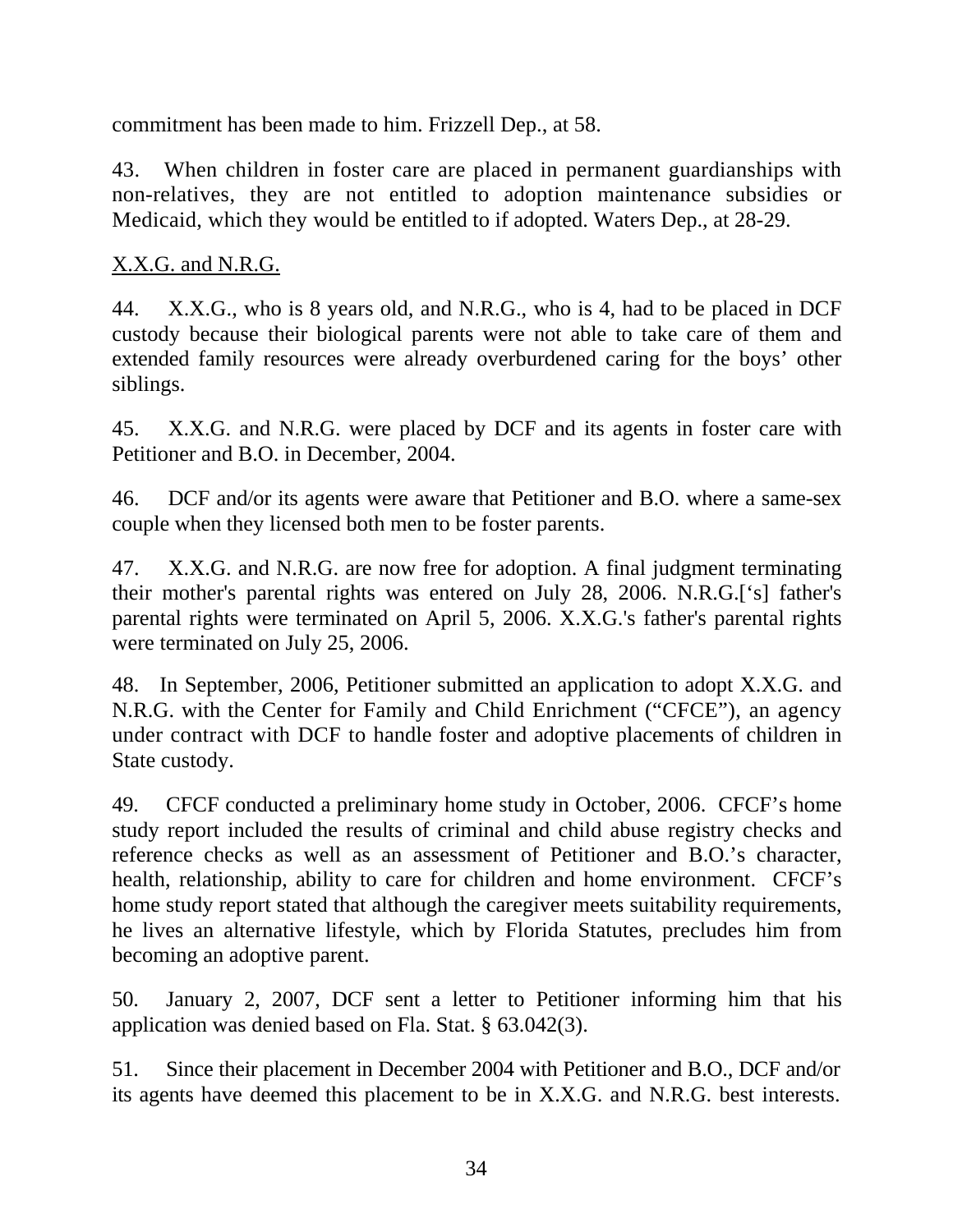commitment has been made to him. Frizzell Dep., at 58.

43. When children in foster care are placed in permanent guardianships with non-relatives, they are not entitled to adoption maintenance subsidies or Medicaid, which they would be entitled to if adopted. Waters Dep., at 28-29.

<u>X.X.G. and N.R.G.</u>

44. X.X.G., who is 8 years old, and N.R.G., who is 4, had to be placed in DCF custody because their biological parents were not able to take care of them and extended family resources were already overburdened caring for the boys' other siblings.

45. X.X.G. and N.R.G. were placed by DCF and its agents in foster care with Petitioner and B.O. in December, 2004.

46. DCF and/or its agents were aware that Petitioner and B.O. where a same-sex couple when they licensed both men to be foster parents.

47. X.X.G. and N.R.G. are now free for adoption. A final judgment terminating their mother's parental rights was entered on July 28, 2006. N.R.G.['s] father's parental rights were terminated on April 5, 2006. X.X.G.'s father's parental rights were terminated on July 25, 2006.

48. In September, 2006, Petitioner submitted an application to adopt X.X.G. and N.R.G. with the Center for Family and Child Enrichment ("CFCE"), an agency under contract with DCF to handle foster and adoptive placements of children in State custody.

49. CFCF conducted a preliminary home study in October, 2006. CFCF's home study report included the results of criminal and child abuse registry checks and reference checks as well as an assessment of Petitioner and B.O.'s character, health, relationship, ability to care for children and home environment. CFCF's home study report stated that although the caregiver meets suitability requirements, he lives an alternative lifestyle, which by Florida Statutes, precludes him from becoming an adoptive parent.

50. January 2, 2007, DCF sent a letter to Petitioner informing him that his application was denied based on Fla. Stat. § 63.042(3).

51. Since their placement in December 2004 with Petitioner and B.O., DCF and/or its agents have deemed this placement to be in X.X.G. and N.R.G. best interests.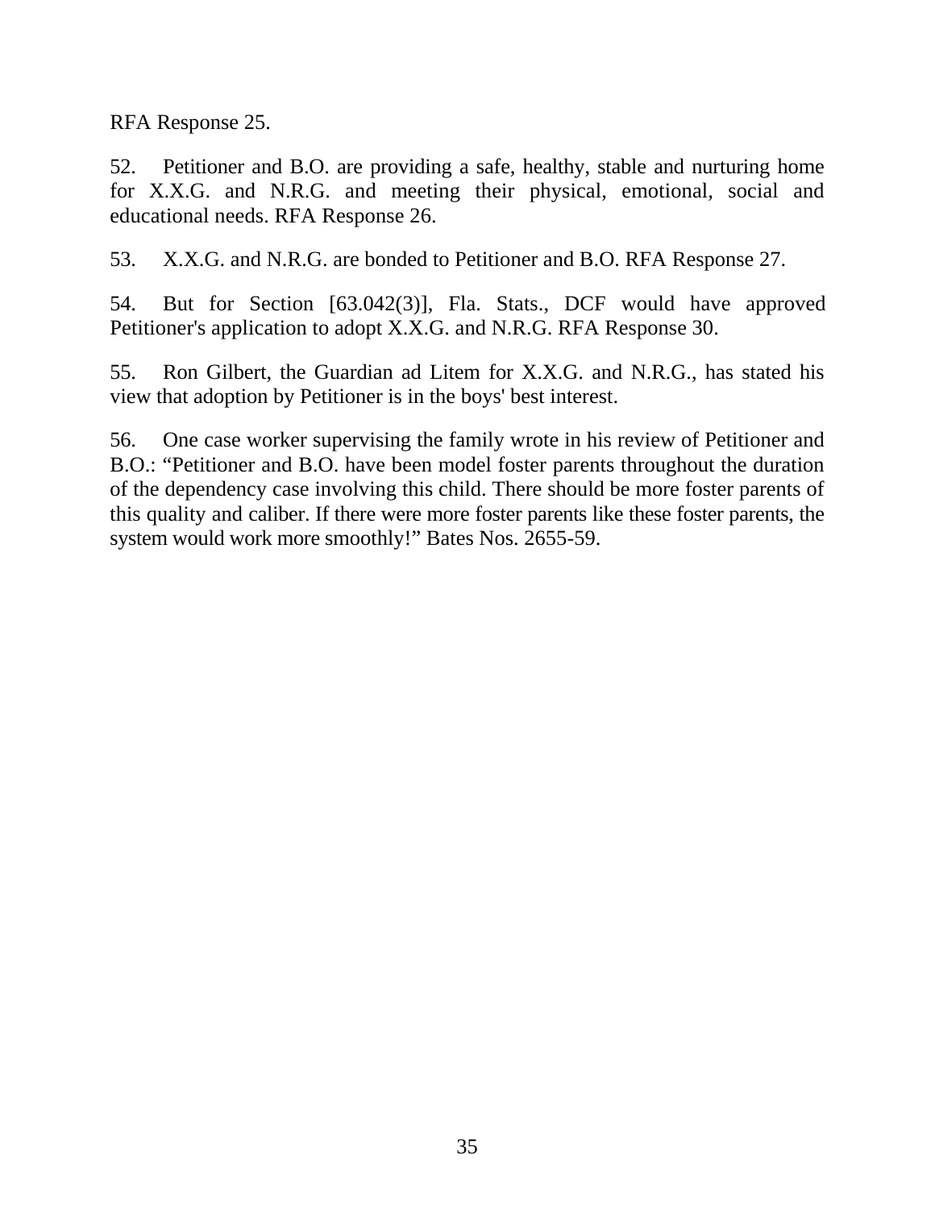RFA Response 25.

52. Petitioner and B.O. are providing a safe, healthy, stable and nurturing home for X.X.G. and N.R.G. and meeting their physical, emotional, social and educational needs. RFA Response 26.

53. X.X.G. and N.R.G. are bonded to Petitioner and B.O. RFA Response 27.

54. But for Section [63.042(3)], Fla. Stats., DCF would have approved Petitioner's application to adopt X.X.G. and N.R.G. RFA Response 30.

55. Ron Gilbert, the Guardian ad Litem for X.X.G. and N.R.G., has stated his view that adoption by Petitioner is in the boys' best interest.

56. One case worker supervising the family wrote in his review of Petitioner and B.O.: "Petitioner and B.O. have been model foster parents throughout the duration of the dependency case involving this child. There should be more foster parents of this quality and caliber. If there were more foster parents like these foster parents, the system would work more smoothly!" Bates Nos. 2655-59.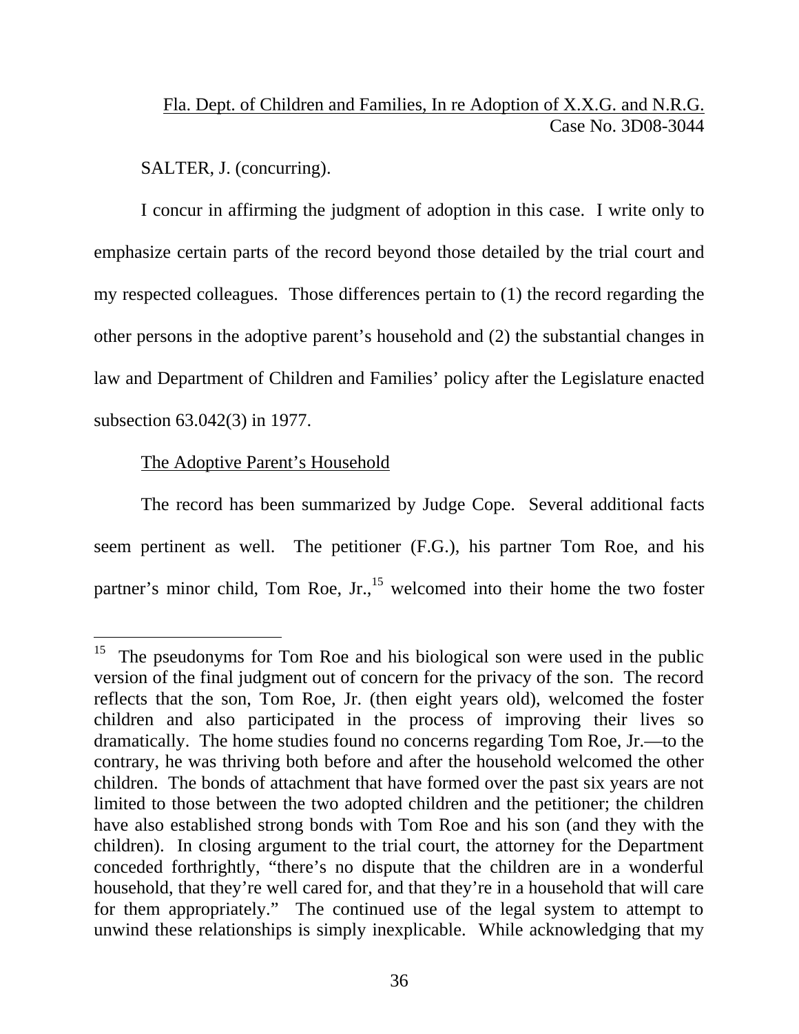Fla. Dept. of Children and Families, In re Adoption of X.X.G. and N.R.G.
Case No. 3D08-3044

SALTER, J. (concurring).

I concur in affirming the judgment of adoption in this case. I write only to emphasize certain parts of the record beyond those detailed by the trial court and my respected colleagues. Those differences pertain to (1) the record regarding the other persons in the adoptive parent's household and (2) the substantial changes in law and Department of Children and Families' policy after the Legislature enacted subsection 63.042(3) in 1977.

The Adoptive Parent's Household

The record has been summarized by Judge Cope. Several additional facts seem pertinent as well. The petitioner (F.G.), his partner Tom Roe, and his partner's minor child, Tom Roe, Jr.,[15] welcomed into their home the two foster

[15] The pseudonyms for Tom Roe and his biological son were used in the public version of the final judgment out of concern for the privacy of the son. The record reflects that the son, Tom Roe, Jr. (then eight years old), welcomed the foster children and also participated in the process of improving their lives so dramatically. The home studies found no concerns regarding Tom Roe, Jr.—to the contrary, he was thriving both before and after the household welcomed the other children. The bonds of attachment that have formed over the past six years are not limited to those between the two adopted children and the petitioner; the children have also established strong bonds with Tom Roe and his son (and they with the children). In closing argument to the trial court, the attorney for the Department conceded forthrightly, "there's no dispute that the children are in a wonderful household, that they're well cared for, and that they're in a household that will care for them appropriately." The continued use of the legal system to attempt to unwind these relationships is simply inexplicable. While acknowledging that my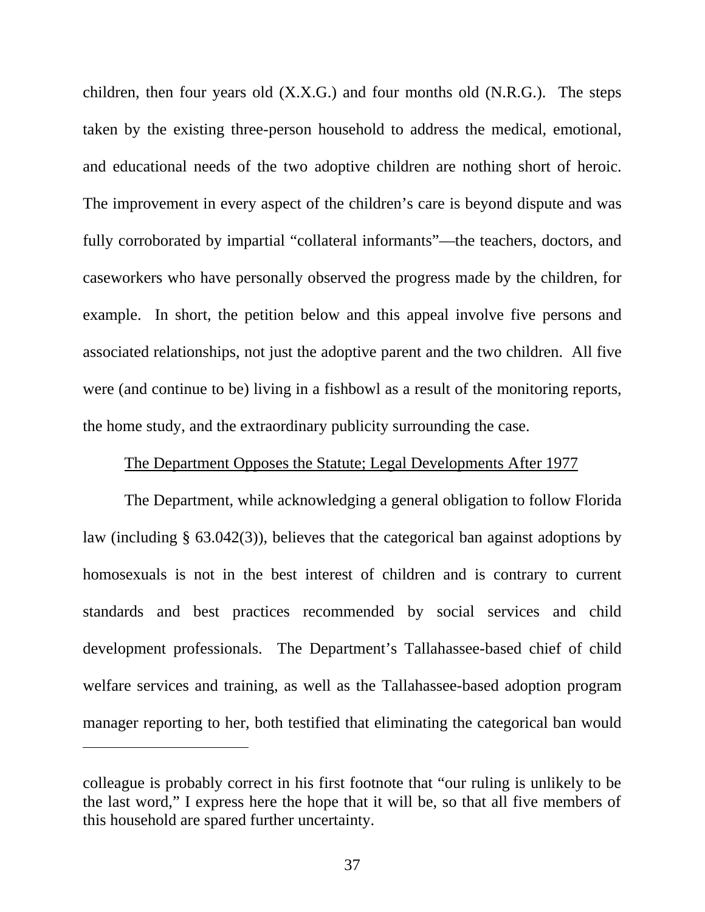children, then four years old (X.X.G.) and four months old (N.R.G.). The steps taken by the existing three-person household to address the medical, emotional, and educational needs of the two adoptive children are nothing short of heroic. The improvement in every aspect of the children's care is beyond dispute and was fully corroborated by impartial "collateral informants"—the teachers, doctors, and caseworkers who have personally observed the progress made by the children, for example. In short, the petition below and this appeal involve five persons and associated relationships, not just the adoptive parent and the two children. All five were (and continue to be) living in a fishbowl as a result of the monitoring reports, the home study, and the extraordinary publicity surrounding the case.

<u>The Department Opposes the Statute; Legal Developments After 1977</u>

The Department, while acknowledging a general obligation to follow Florida law (including § 63.042(3)), believes that the categorical ban against adoptions by homosexuals is not in the best interest of children and is contrary to current standards and best practices recommended by social services and child development professionals. The Department's Tallahassee-based chief of child welfare services and training, as well as the Tallahassee-based adoption program manager reporting to her, both testified that eliminating the categorical ban would

---

colleague is probably correct in his first footnote that "our ruling is unlikely to be the last word," I express here the hope that it will be, so that all five members of this household are spared further uncertainty.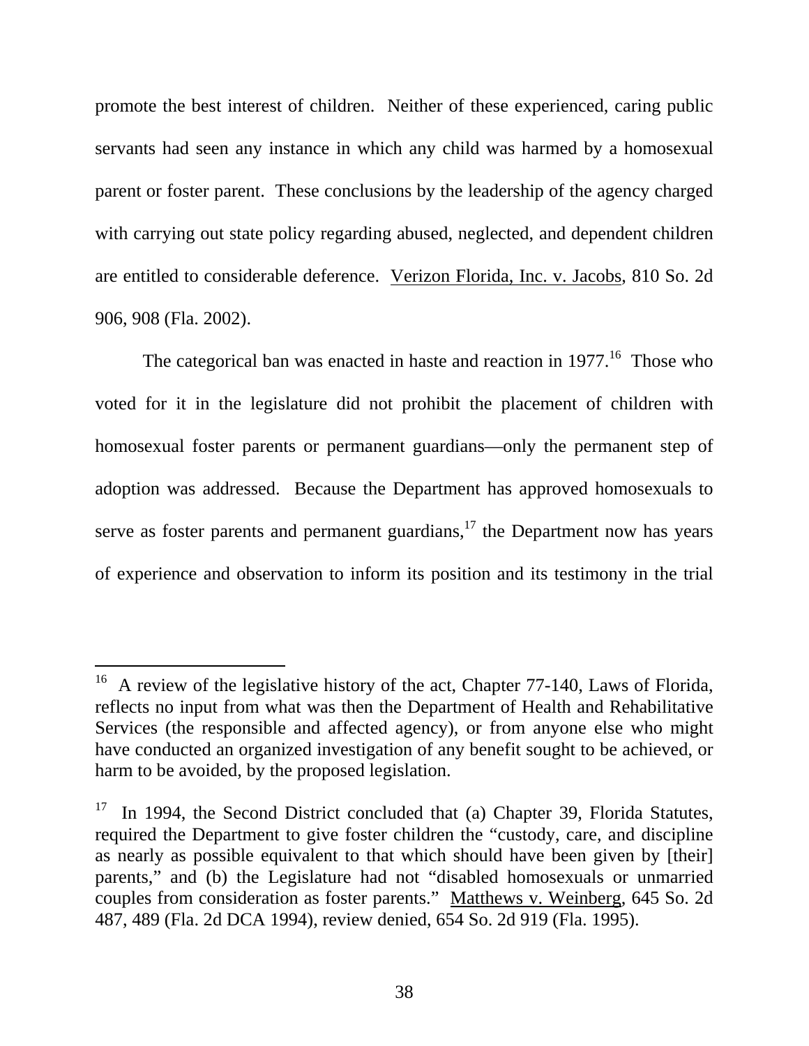promote the best interest of children. Neither of these experienced, caring public servants had seen any instance in which any child was harmed by a homosexual parent or foster parent. These conclusions by the leadership of the agency charged with carrying out state policy regarding abused, neglected, and dependent children are entitled to considerable deference. Verizon Florida, Inc. v. Jacobs, 810 So. 2d 906, 908 (Fla. 2002).

The categorical ban was enacted in haste and reaction in 1977.[16] Those who voted for it in the legislature did not prohibit the placement of children with homosexual foster parents or permanent guardians—only the permanent step of adoption was addressed. Because the Department has approved homosexuals to serve as foster parents and permanent guardians,[17] the Department now has years of experience and observation to inform its position and its testimony in the trial

---

[16] A review of the legislative history of the act, Chapter 77-140, Laws of Florida, reflects no input from what was then the Department of Health and Rehabilitative Services (the responsible and affected agency), or from anyone else who might have conducted an organized investigation of any benefit sought to be achieved, or harm to be avoided, by the proposed legislation.

[17] In 1994, the Second District concluded that (a) Chapter 39, Florida Statutes, required the Department to give foster children the "custody, care, and discipline as nearly as possible equivalent to that which should have been given by [their] parents," and (b) the Legislature had not "disabled homosexuals or unmarried couples from consideration as foster parents." Matthews v. Weinberg, 645 So. 2d 487, 489 (Fla. 2d DCA 1994), review denied, 654 So. 2d 919 (Fla. 1995).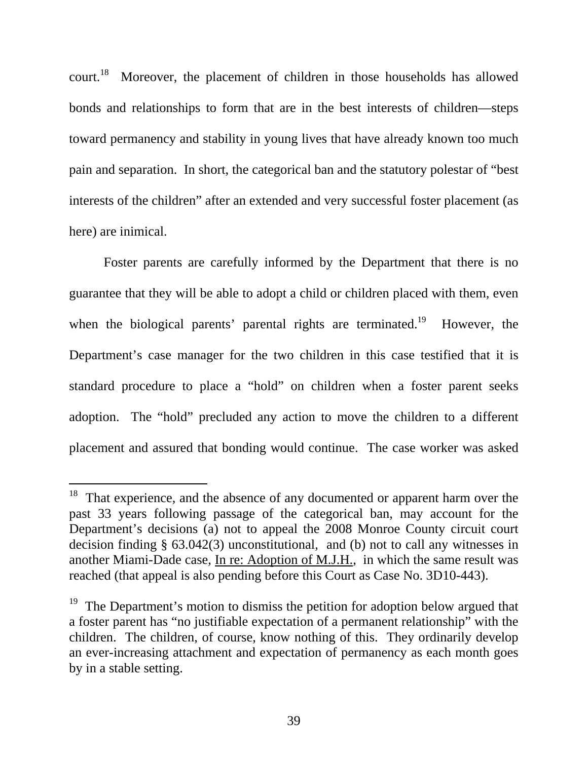court.[18] Moreover, the placement of children in those households has allowed bonds and relationships to form that are in the best interests of children—steps toward permanency and stability in young lives that have already known too much pain and separation. In short, the categorical ban and the statutory polestar of "best interests of the children" after an extended and very successful foster placement (as here) are inimical.

Foster parents are carefully informed by the Department that there is no guarantee that they will be able to adopt a child or children placed with them, even when the biological parents' parental rights are terminated.[19] However, the Department's case manager for the two children in this case testified that it is standard procedure to place a "hold" on children when a foster parent seeks adoption. The "hold" precluded any action to move the children to a different placement and assured that bonding would continue. The case worker was asked

---

[18] That experience, and the absence of any documented or apparent harm over the past 33 years following passage of the categorical ban, may account for the Department's decisions (a) not to appeal the 2008 Monroe County circuit court decision finding § 63.042(3) unconstitutional, and (b) not to call any witnesses in another Miami-Dade case, <u>In re: Adoption of M.J.H.</u>, in which the same result was reached (that appeal is also pending before this Court as Case No. 3D10-443).

[19] The Department's motion to dismiss the petition for adoption below argued that a foster parent has "no justifiable expectation of a permanent relationship" with the children. The children, of course, know nothing of this. They ordinarily develop an ever-increasing attachment and expectation of permanency as each month goes by in a stable setting.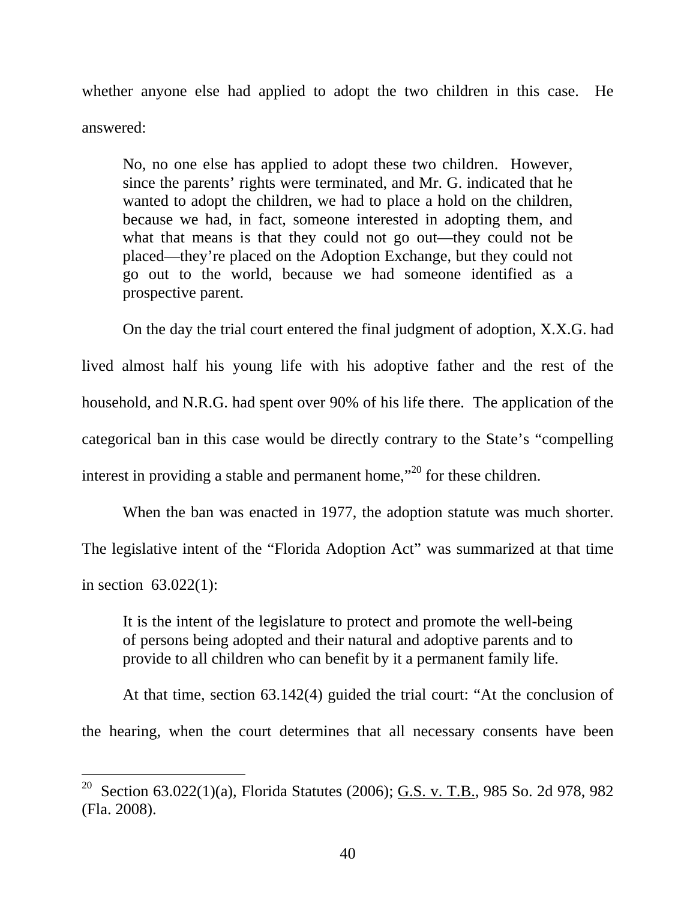whether anyone else had applied to adopt the two children in this case. He answered:

> No, no one else has applied to adopt these two children. However, since the parents' rights were terminated, and Mr. G. indicated that he wanted to adopt the children, we had to place a hold on the children, because we had, in fact, someone interested in adopting them, and what that means is that they could not go out—they could not be placed—they're placed on the Adoption Exchange, but they could not go out to the world, because we had someone identified as a prospective parent.

On the day the trial court entered the final judgment of adoption, X.X.G. had lived almost half his young life with his adoptive father and the rest of the household, and N.R.G. had spent over 90% of his life there. The application of the categorical ban in this case would be directly contrary to the State's "compelling interest in providing a stable and permanent home,"[20] for these children.

When the ban was enacted in 1977, the adoption statute was much shorter. The legislative intent of the "Florida Adoption Act" was summarized at that time in section 63.022(1):

> It is the intent of the legislature to protect and promote the well-being of persons being adopted and their natural and adoptive parents and to provide to all children who can benefit by it a permanent family life.

At that time, section 63.142(4) guided the trial court: "At the conclusion of the hearing, when the court determines that all necessary consents have been

---

[20] Section 63.022(1)(a), Florida Statutes (2006); G.S. v. T.B., 985 So. 2d 978, 982 (Fla. 2008).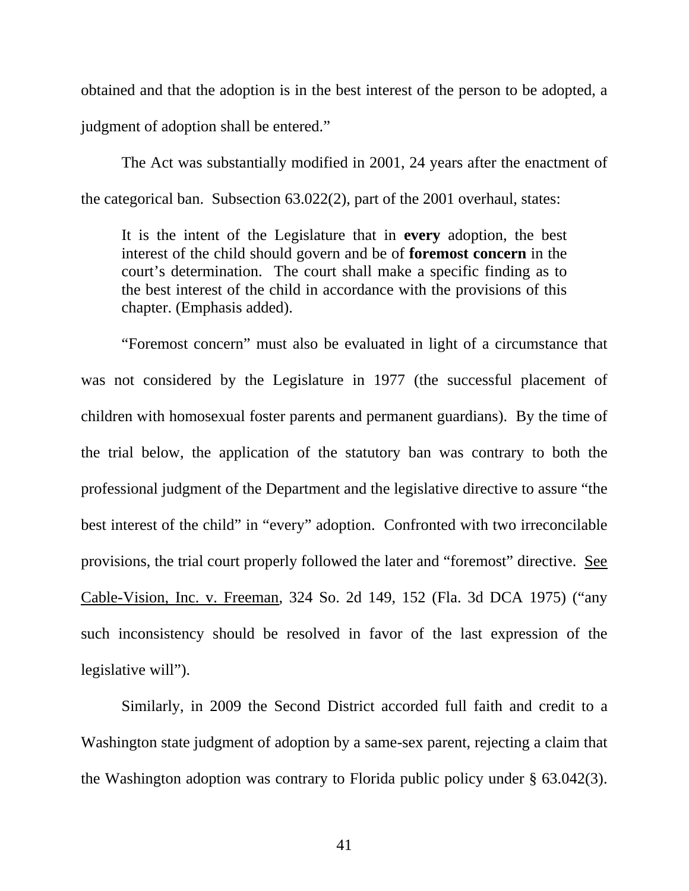obtained and that the adoption is in the best interest of the person to be adopted, a judgment of adoption shall be entered."

The Act was substantially modified in 2001, 24 years after the enactment of the categorical ban. Subsection 63.022(2), part of the 2001 overhaul, states:

> It is the intent of the Legislature that in **every** adoption, the best interest of the child should govern and be of **foremost concern** in the court's determination. The court shall make a specific finding as to the best interest of the child in accordance with the provisions of this chapter. (Emphasis added).

"Foremost concern" must also be evaluated in light of a circumstance that was not considered by the Legislature in 1977 (the successful placement of children with homosexual foster parents and permanent guardians). By the time of the trial below, the application of the statutory ban was contrary to both the professional judgment of the Department and the legislative directive to assure "the best interest of the child" in "every" adoption. Confronted with two irreconcilable provisions, the trial court properly followed the later and "foremost" directive. See Cable-Vision, Inc. v. Freeman, 324 So. 2d 149, 152 (Fla. 3d DCA 1975) ("any such inconsistency should be resolved in favor of the last expression of the legislative will").

Similarly, in 2009 the Second District accorded full faith and credit to a Washington state judgment of adoption by a same-sex parent, rejecting a claim that the Washington adoption was contrary to Florida public policy under § 63.042(3).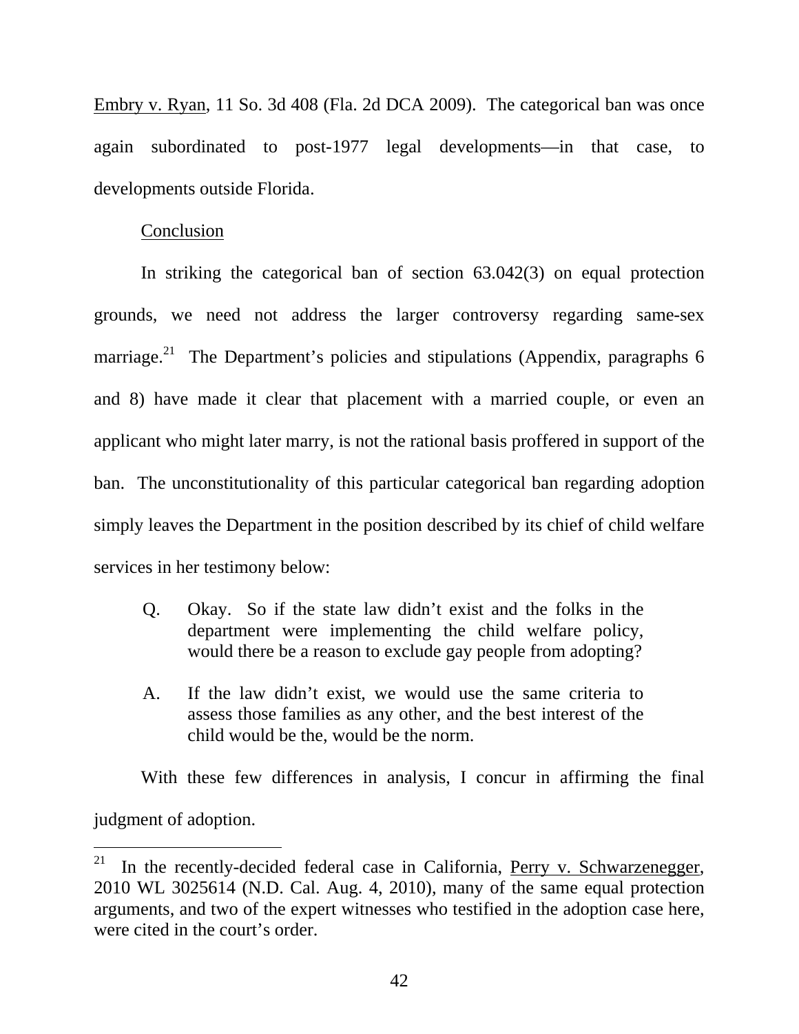Embry v. Ryan, 11 So. 3d 408 (Fla. 2d DCA 2009). The categorical ban was once again subordinated to post-1977 legal developments—in that case, to developments outside Florida.

Conclusion

In striking the categorical ban of section 63.042(3) on equal protection grounds, we need not address the larger controversy regarding same-sex marriage.[21] The Department's policies and stipulations (Appendix, paragraphs 6 and 8) have made it clear that placement with a married couple, or even an applicant who might later marry, is not the rational basis proffered in support of the ban. The unconstitutionality of this particular categorical ban regarding adoption simply leaves the Department in the position described by its chief of child welfare services in her testimony below:

> Q. Okay. So if the state law didn't exist and the folks in the department were implementing the child welfare policy, would there be a reason to exclude gay people from adopting?
>
> A. If the law didn't exist, we would use the same criteria to assess those families as any other, and the best interest of the child would be the, would be the norm.

With these few differences in analysis, I concur in affirming the final judgment of adoption.

---

[21] In the recently-decided federal case in California, Perry v. Schwarzenegger, 2010 WL 3025614 (N.D. Cal. Aug. 4, 2010), many of the same equal protection arguments, and two of the expert witnesses who testified in the adoption case here, were cited in the court's order.